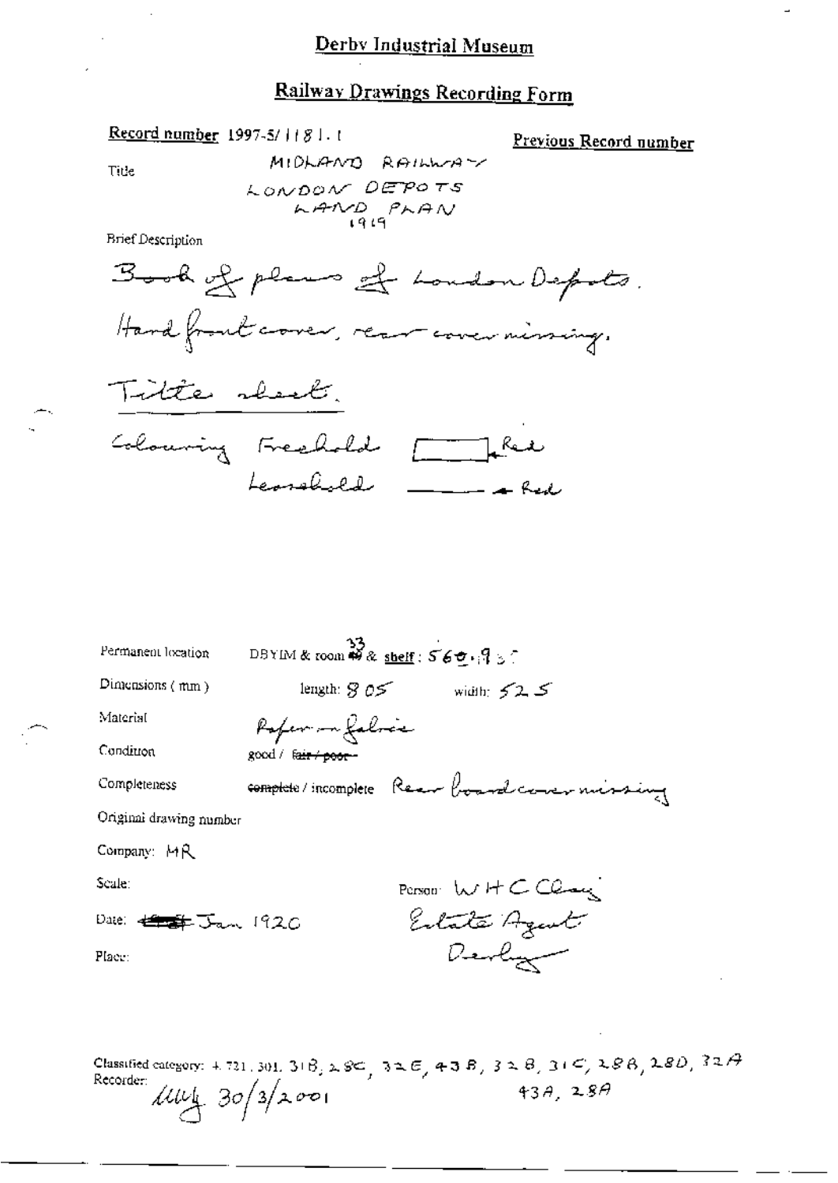# Derby Industrial Museum

## Railway Drawings Recording Form

**Record number** 1997-5/1181.1

**Previous Record number**

Title: MIDLAND RAILWAY
LONDON DEPOTS
LAND PLAN
1919

Brief Description

Book of plans of London Depots.
Hard front cover, rear cover missing.

Title sheet.

Colouring Freehold ☐ Red
Leasehold —— Red

Permanent location: DBYIM & room 33 & shelf: 569.95

Dimensions (mm): length: 805 width: 525

Material: Paper on fabric

Condition: good / ~~fair / poor~~

Completeness: ~~complete~~ / incomplete Rear board cover missing

Original drawing number

Company: MR

Scale:

Person: W H C Clay
Estate Agent
Derby

Date: ~~19~~ Jan 1920

Place:

Classified category: 4.721.301. 31B, 28C, 32E, 43B, 32B, 31C, 28B, 28D, 32A, 43A, 28A

Recorder: MWH 30/3/2001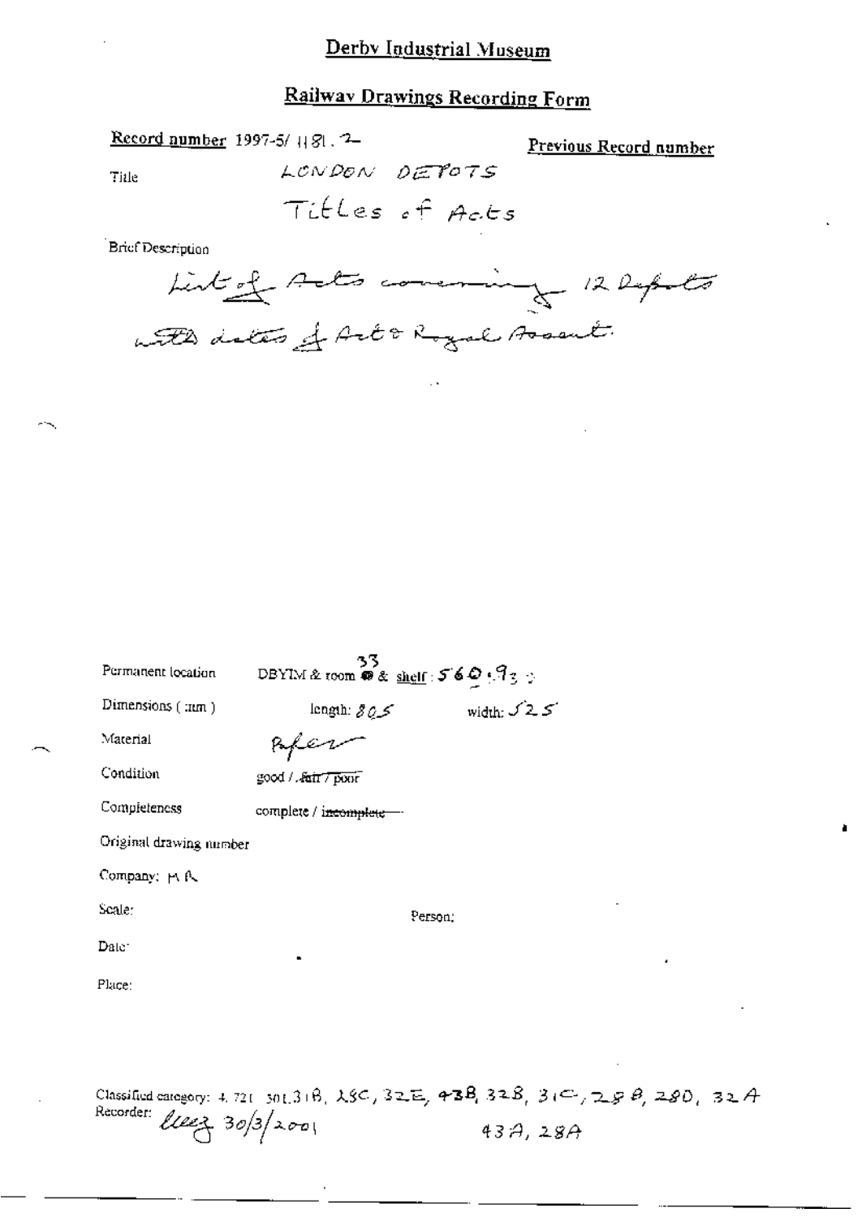# Derby Industrial Museum

## Railway Drawings Recording Form

**Record number** 1997-5/ 1181 . 2 **Previous Record number**

Title LONDON DEPOTS

Titles of Acts

Brief Description

List of Acts covering 12 Depots with dates of Act & Royal Assent.

Permanent location DBYIM & room 33 & shelf: 560.93

Dimensions (mm) length: 805 width: 525

Material Paper

Condition good / ~~fair / poor~~

Completeness complete / ~~incomplete~~

Original drawing number

Company: MR

Scale: Person:

Date:

Place:

Classified category: 4.721 301.31B, 28C, 32E, 43B, 32B, 31C, 29B, 28D, 32A, 43A, 28A

Recorder: lleez 30/3/2001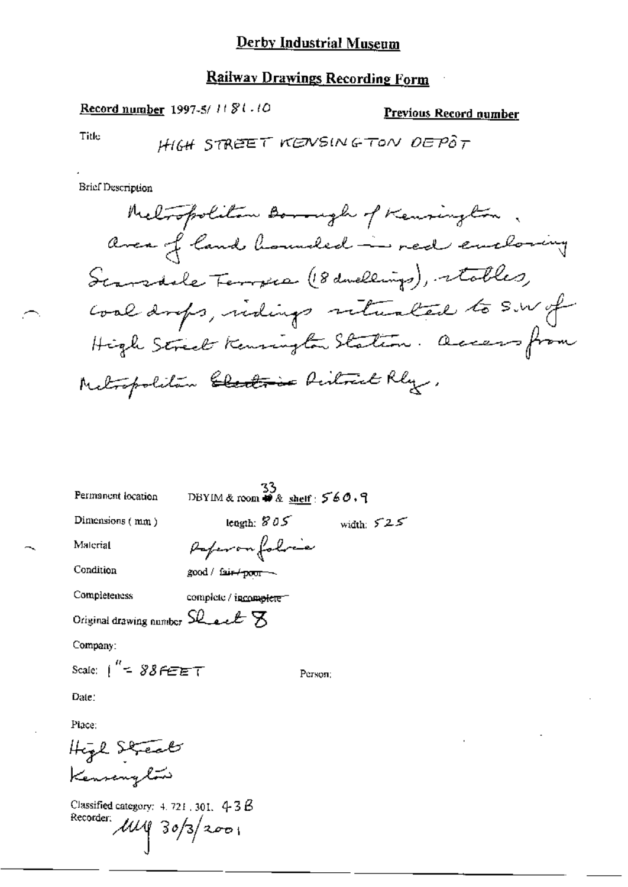# Derby Industrial Museum

## Railway Drawings Recording Form

**Record number** 1997-5/1181.10

**Previous Record number**

Title: HIGH STREET KENSINGTON DEPÔT

Brief Description

Metropolitan Borough of Kensington. Area of land bounded in red enclosing Scarsdale Terrace (18 dwellings), stables, coal drops, sidings situated to S.W of High Street Kensington Station. Access from Metropolitan ~~Electric~~ District Rly.

Permanent location: DBYIM & room 33 & shelf: 560.9

Dimensions (mm): length: 805 width: 525

Material: Paper on fabric

Condition: good / ~~fair / poor~~

Completeness: complete / ~~incomplete~~

Original drawing number: Sheet 8

Company:

Scale: 1" = 88 FEET

Person:

Date:

Place:

High Street Kensington

Classified category: 4.721.301. 43B

Recorder: MM 30/3/2001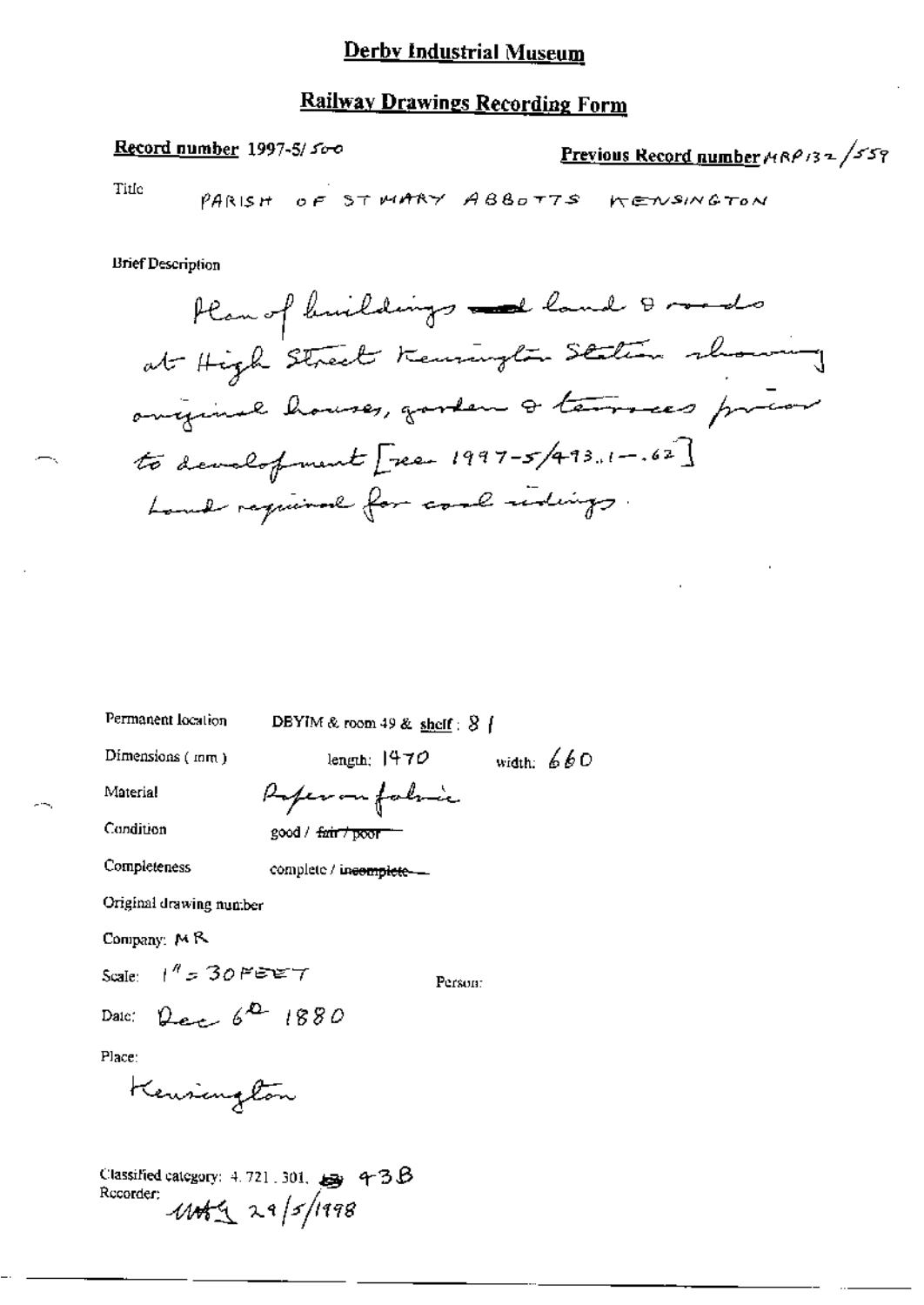# Derby Industrial Museum

## Railway Drawings Recording Form

**Record number** 1997-5/500

**Previous Record number** MRP132/559

Title PARISH OF ST MARY ABBOTTS KENSINGTON

Brief Description

Plan of buildings and land & roads at High Street Kensington Station showing original houses, garden & terraces prior to development [see 1997-5/493.1-.62] Land required for coal sidings.

Permanent location DBYIM & room 49 & shelf: 8 f

Dimensions (mm) length: 1470 width: 660

Material Paper on fabric

Condition good / ~~fair / poor~~

Completeness complete / ~~incomplete~~

Original drawing number

Company: MR

Scale: 1" = 30 FEET

Person:

Date: Dec 6th 1880

Place:

Kensington

Classified category: 4.721.301. 43B

Recorder: 29/5/1998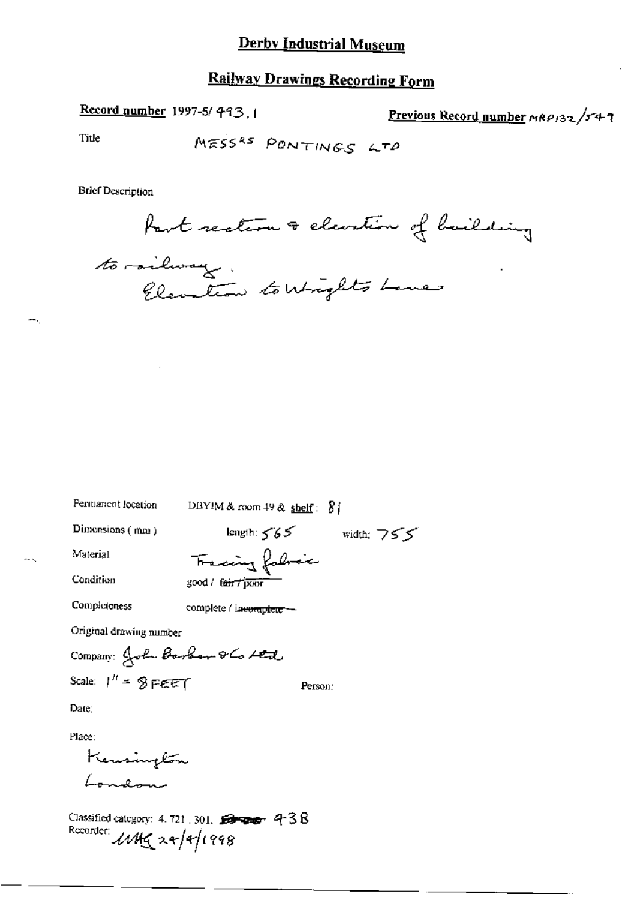# Derby Industrial Museum

## Railway Drawings Recording Form

**Record number** 1997-5/ 493.1

**Previous Record number** MRP132/549

Title: MESSRS PONTINGS LTD

Brief Description

Part section & elevation of building to railway.
Elevation to Wrights Lane

Permanent location: DBYIM & room 49 & **shelf**: 81

Dimensions (mm): length: 565 width: 755

Material: Tracing fabric

Condition: good / ~~fair / poor~~

Completeness: complete / ~~incomplete~~

Original drawing number

Company: John Barker & Co Ltd

Scale: 1" = 8 FEET

Person:

Date:

Place:

Kensington
London

Classified category: 4.721, 301. ~~~~ 438

Recorder: MHG 24/4/1998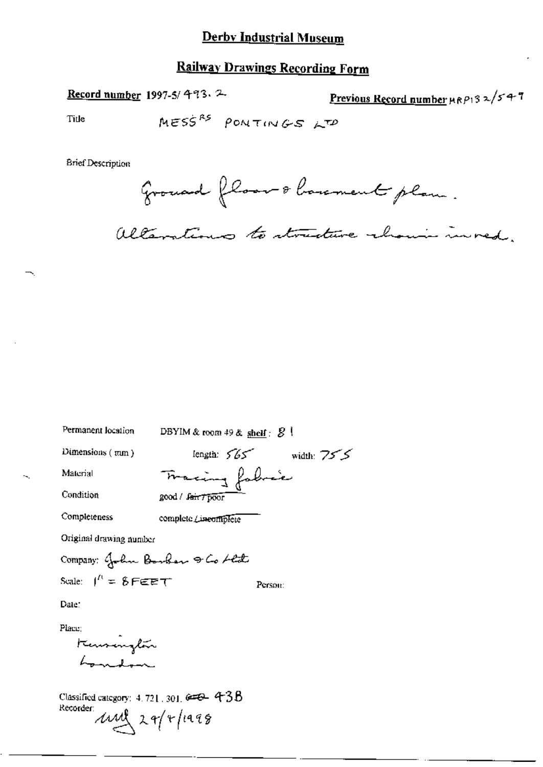# Derby Industrial Museum

## Railway Drawings Recording Form

**Record number** 1997-5/ 493. 2

**Previous Record number** MRP132/547

Title MESSRS PONTINGS LTD

Brief Description

Ground floor & basement plan.

Alterations to structure shown in red.

Permanent location DBYIM & room 49 & **shelf**: 8 1

Dimensions (mm) length: 565 width: 755

Material Tracing fabric

Condition good / ~~fair / poor~~

Completeness complete / ~~incomplete~~

Original drawing number

Company: John Barker & Co Ltd

Scale: 1" = 8FEET

Person:

Date:

Place:

Kensington

London

Classified category: 4. 721. 301. ~~C~~ 43B

Recorder: uuf 29/4/1998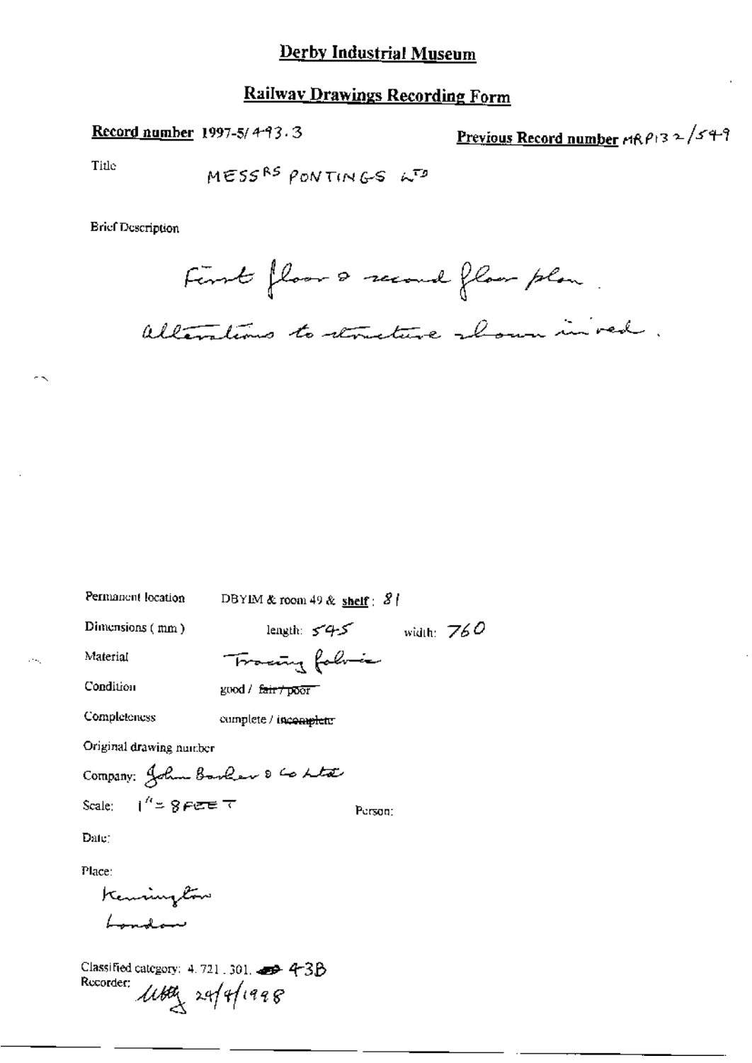# Derby Industrial Museum

## Railway Drawings Recording Form

**Record number** 1997-5/493.3

**Previous Record number** MRP132/549

Title MESSRS PONTINGS LTD

Brief Description

First floor & second floor plan.
Alterations to structure shown in red.

Permanent location DBYIM & room 49 & **shelf**: 81

Dimensions (mm) length: 545 width: 760

Material Tracing fabric

Condition good / ~~fair / poor~~

Completeness complete / ~~incomplete~~

Original drawing number

Company: John Barker & Co Ltd

Scale: 1" = 8 FEET Person:

Date:

Place:
Kensington
London

Classified category: 4.721.301. 43B
Recorder: [signature] 24/4/1998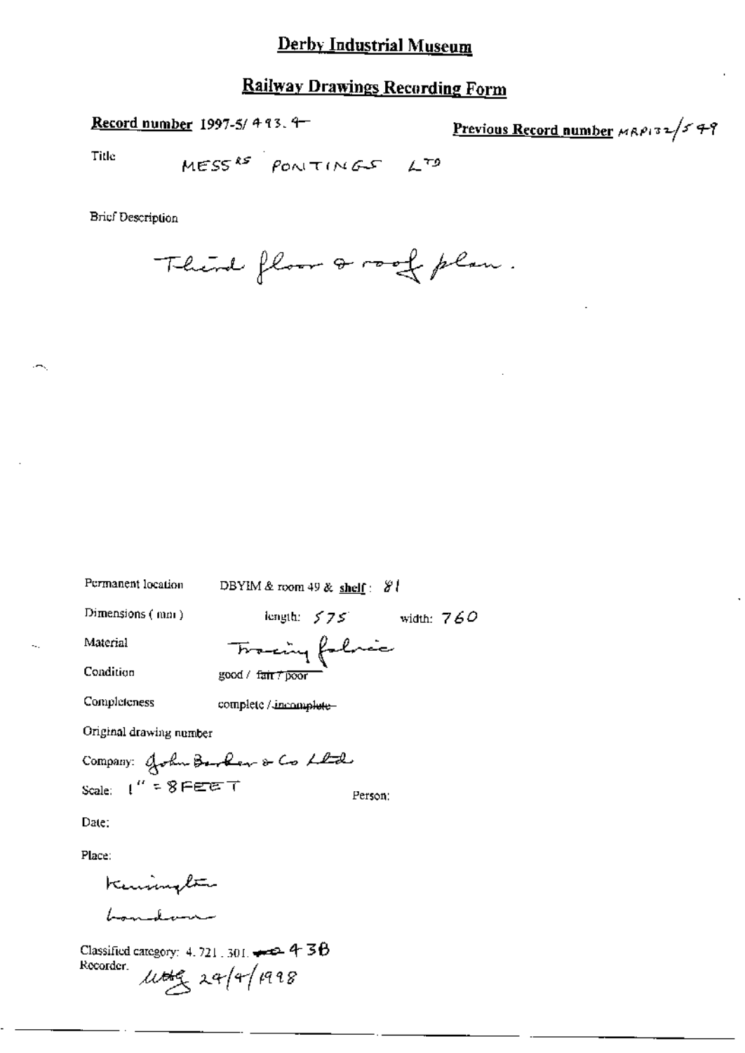# Derby Industrial Museum

## Railway Drawings Recording Form

**Record number** 1997-5/ 493. 4

**Previous Record number** MRP132/549

Title MESSRS PONTINGS LTD

Brief Description

Third floor & roof plan.

Permanent location DBYIM & room 49 & **shelf**: 81

Dimensions (mm) length: 575 width: 760

Material Tracing fabric

Condition good / ~~fair / poor~~

Completeness complete / ~~incomplete~~

Original drawing number

Company: John Barker & Co Ltd

Scale: 1" = 8 FEET

Person:

Date:

Place:

Kensington

London

Classified category: 4. 721. 301. ~~...~~ 438

Recorder. ultg 29/4/1998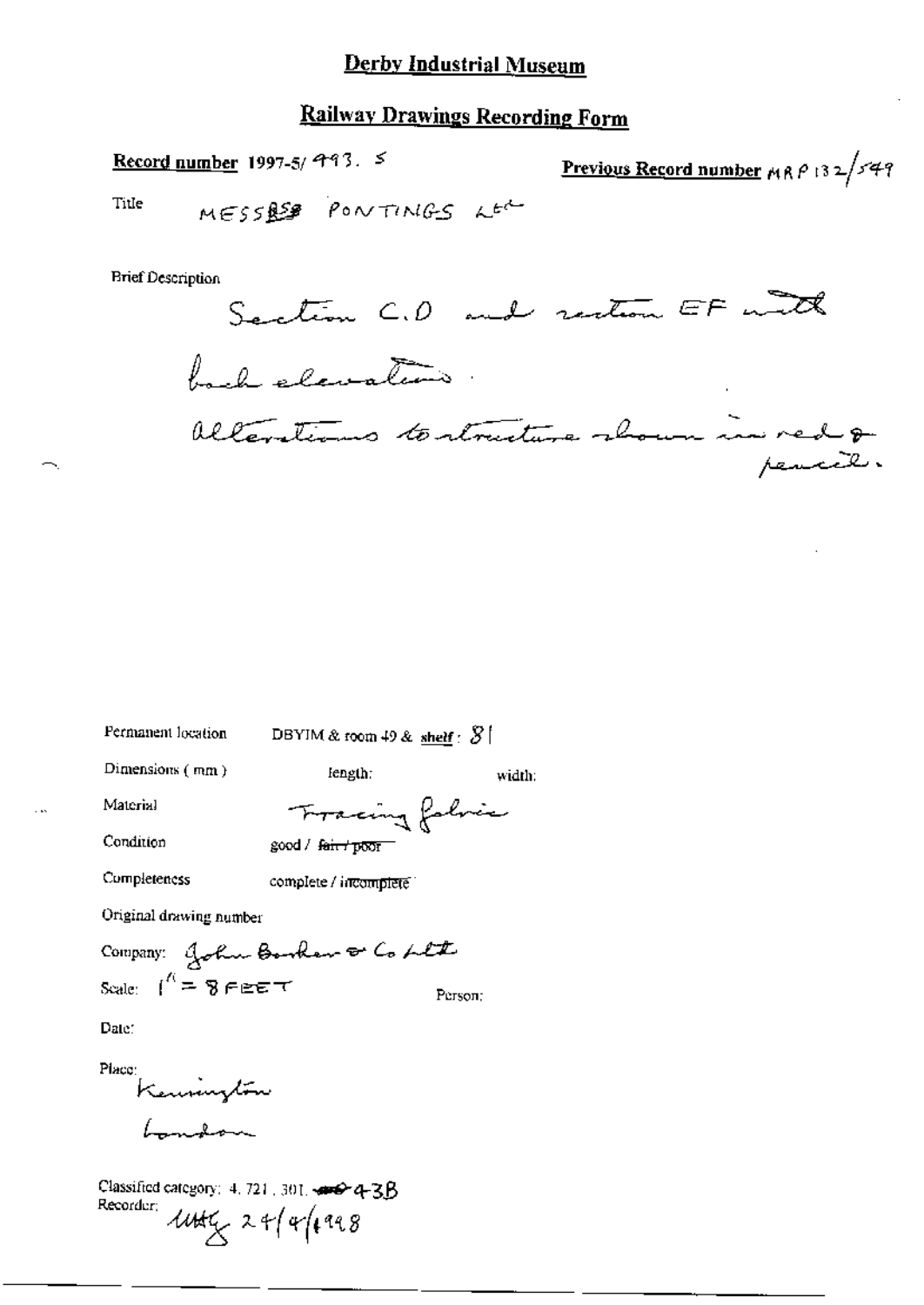# Derby Industrial Museum

## Railway Drawings Recording Form

**Record number** 1997-5/ 493. 5

**Previous Record number** MRP 132/549

Title MESSRS PONTINGS Ltd

Brief Description

Section C.D and section EF with back elevations.

Alterations to structure shown in red & pencil.

Permanent location DBYIM & room 49 & **shelf**: 81

Dimensions (mm) length: width:

Material Tracing fabric

Condition good / ~~fair / poor~~

Completeness complete / ~~incomplete~~

Original drawing number

Company: John Barker & Co Ltd

Scale: 1" = 8 FEET Person:

Date:

Place: Kensington London

Classified category: 4. 721. 301. ~~~~ 43B

Recorder: MG 24/4/1998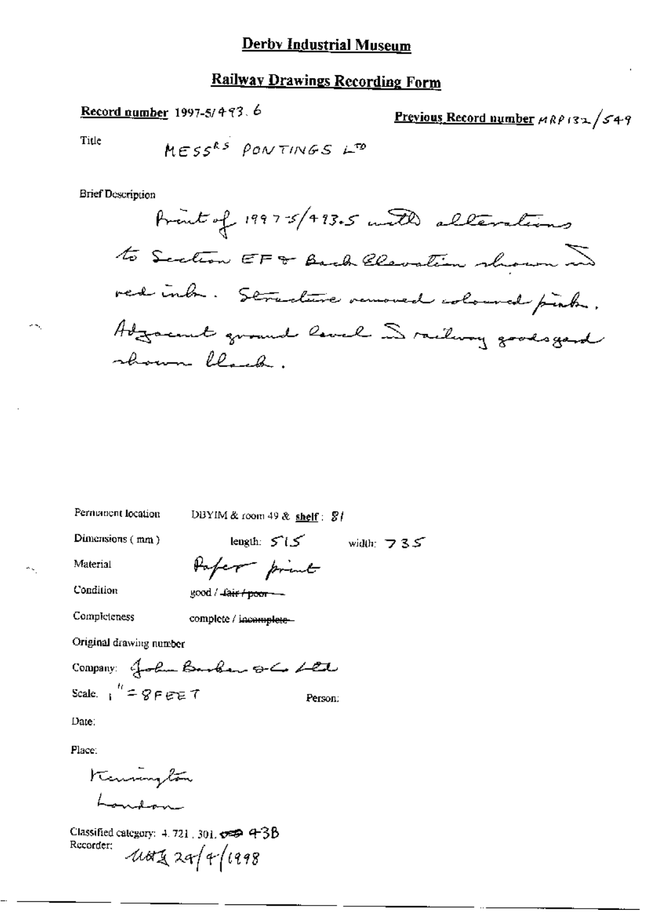# Derby Industrial Museum

## Railway Drawings Recording Form

**Record number** 1997-5/493.6

**Previous Record number** MRP132/549

Title

MESSRS PONTINGS LTD

Brief Description

Print of 1997-5/493.5 with alterations to Section EF & Back Elevation shown in red ink. Structure removed coloured pink. Adjacent ground level in railway goods yard shown black.

Permanent location DBYIM & room 49 & **shelf**: 81

Dimensions (mm) length: 515 width: 735

Material Paper print

Condition good / ~~fair / poor~~

Completeness complete / ~~incomplete~~

Original drawing number

Company: John Barker & Co Ltd

Scale: 1" = 8 FEET Person:

Date:

Place:

Kensington
London

Classified category: 4.721.301. ~~ ~~ 43B

Recorder: MSS 29/4/1998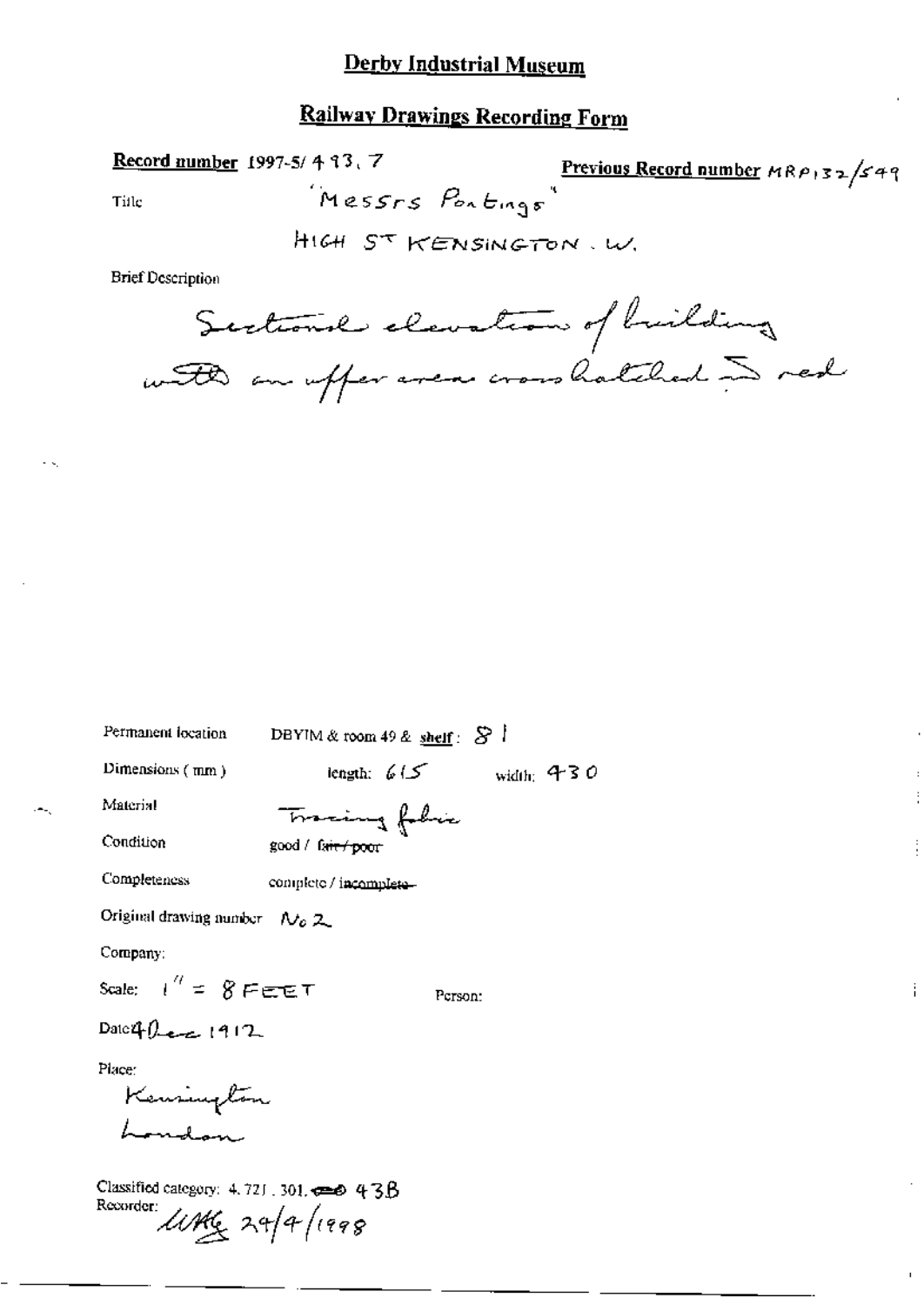# Derby Industrial Museum

## Railway Drawings Recording Form

**Record number** 1997-5/ 493. 7 **Previous Record number** MRP132/549

Title "Messrs Pontings"

HIGH ST KENSINGTON . W.

Brief Description

Sectional elevation of building with an upper area cross hatched in red

Permanent location DBYIM & room 49 & **shelf**: 81

Dimensions (mm) length: 615 width: 430

Material Tracing fabric

Condition good / ~~fair / poor~~

Completeness complete / ~~incomplete~~

Original drawing number No 2

Company:

Scale: 1" = 8 FEET Person:

Date 4 Dec 1912

Place:
Kensington
London

Classified category: 4.721.301. ~~~~ 43B

Recorder: MHG 29/4/1998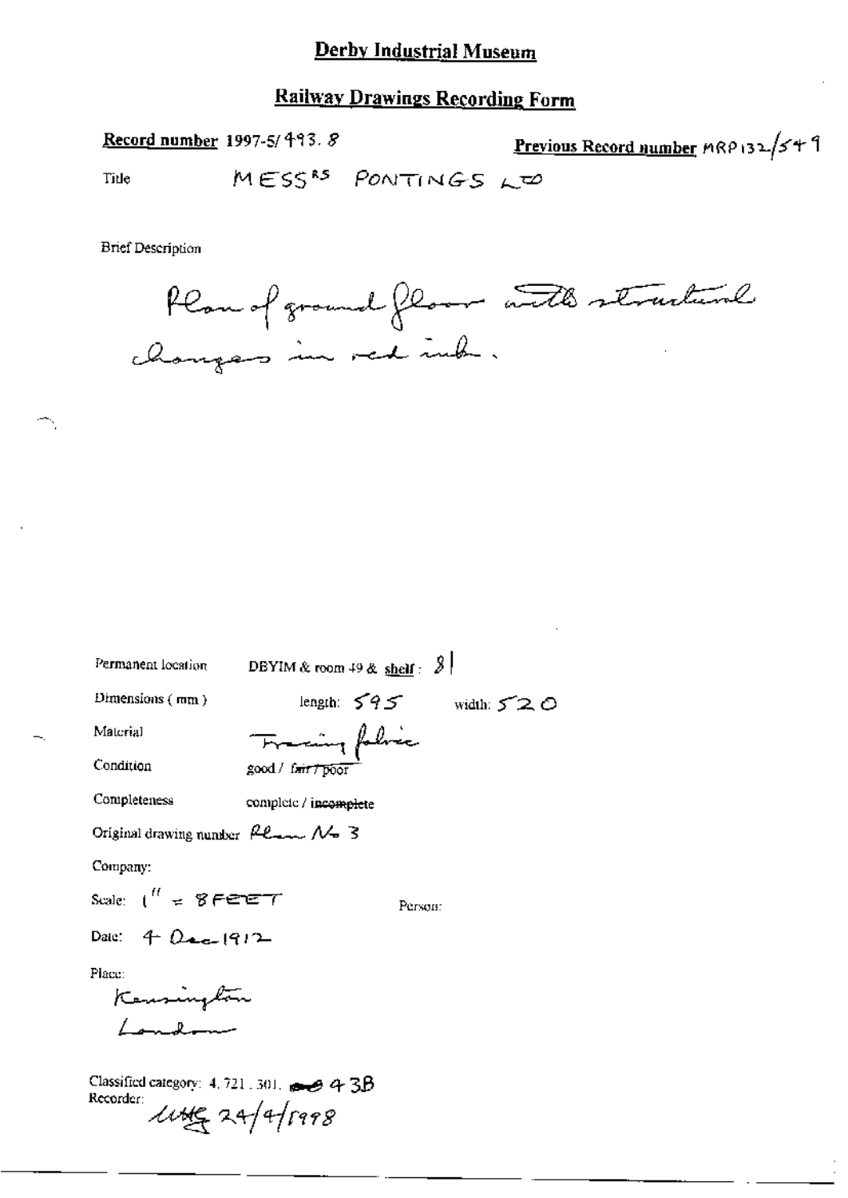# Derby Industrial Museum

## Railway Drawings Recording Form

**Record number** 1997-5/493. 8

**Previous Record number** MRP132/549

Title MESSRS PONTINGS LTD

Brief Description

Plan of ground floor with structural changes in red ink.

Permanent location DBYIM & room 49 & shelf: 81

Dimensions (mm) length: 595 width: 520

Material Tracing fabric

Condition good / ~~fair / poor~~

Completeness complete / ~~incomplete~~

Original drawing number Plan No 3

Company:

Scale: 1" = 8 FEET

Person:

Date: 4 Dec 1912

Place:
Kensington
London

Classified category: 4. 721. 301. 43B

Recorder: [illegible] 24/4/1998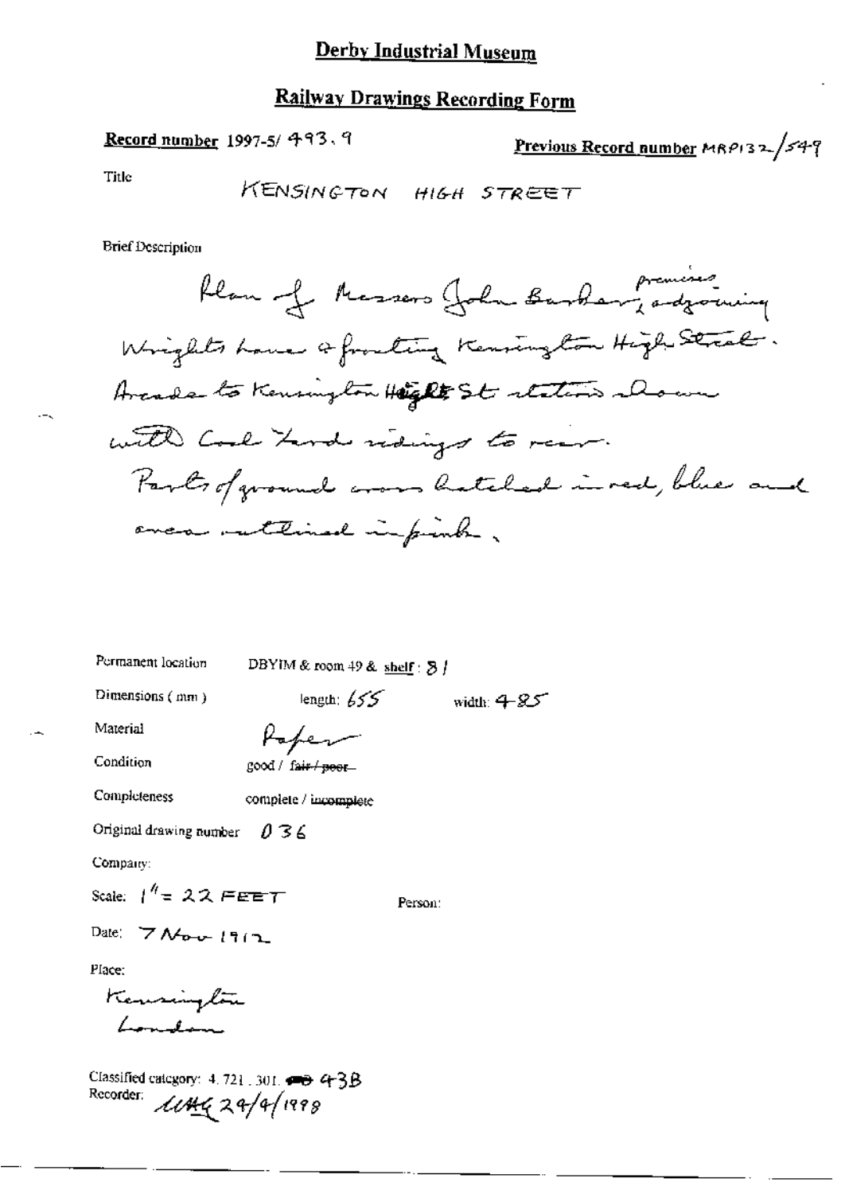# Derby Industrial Museum

## Railway Drawings Recording Form

**Record number** 1997-5/ 493.9

**Previous Record number** MRP132/549

Title

KENSINGTON HIGH STREET

Brief Description

Plan of Messers John Barker premises, adjoining Wrights Lane & fronting Kensington High Street. Arcade to Kensington High St station shown with Coal Yard sidings to rear. Parts of ground cross hatched in red, blue and area outlined in pink.

Permanent location DBYIM & room 49 & shelf : 81

Dimensions ( mm ) length: 655 width: 485

Material Paper

Condition good / ~~fair / poor~~

Completeness complete / ~~incomplete~~

Original drawing number 036

Company:

Scale: 1" = 22 FEET

Person:

Date: 7 Nov 1912

Place:

Kensington London

Classified category: 4.721.301. ⇒ 43B

Recorder: LWG 29/4/1998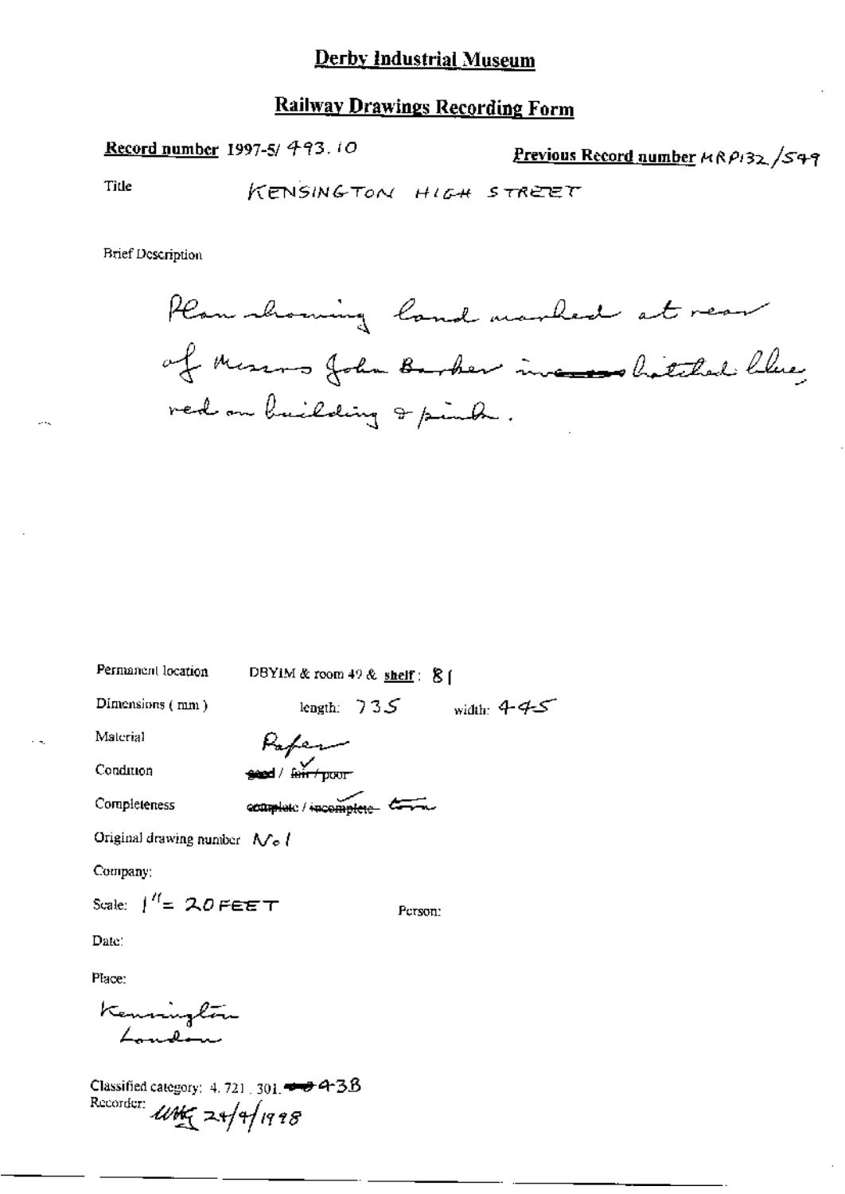# Derby Industrial Museum

## Railway Drawings Recording Form

**Record number** 1997-5/ 493.10

**Previous Record number** MRP132/549

Title KENSINGTON HIGH STREET

Brief Description

Plan showing land marked at rear of Messrs John Barker ~~in~~ hatched blue, red on building & pink.

Permanent location DBYIM & room 49 & **shelf**: 81

Dimensions (mm) length: 735 width: 445

Material Paper

Condition ~~good~~ / ~~fair~~ / poor ✓

Completeness ~~complete~~ / ~~incomplete~~ ✓ torn

Original drawing number No 1

Company:

Scale: 1" = 20 FEET

Person:

Date:

Place:

Kensington London

Classified category: 4. 721. 301. ~~~~ 438

Recorder: UWG 24/4/1998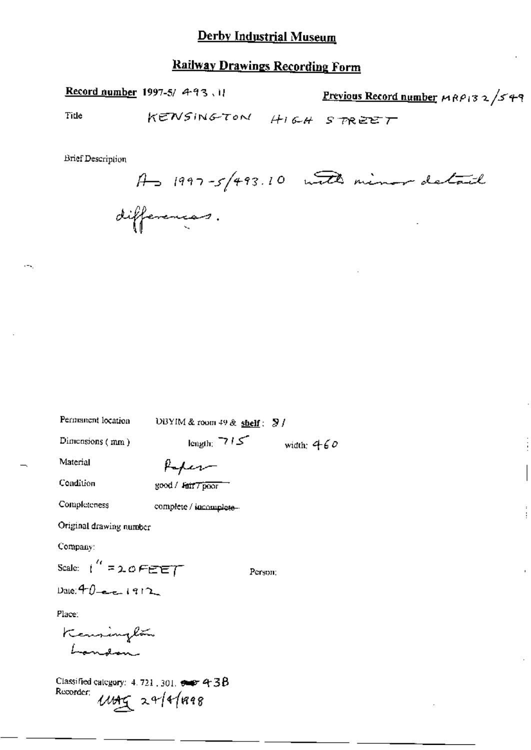# Derby Industrial Museum

## Railway Drawings Recording Form

**Record number** 1997-5/ 493.11

**Previous Record number** MRP132/549

Title KENSINGTON HIGH STREET

Brief Description

As 1997-5/493.10 with minor detail differences.

Permanent location DBYIM & room 49 & **shelf**: 8/

Dimensions (mm) length: 715 width: 460

Material Paper

Condition good / ~~fair / poor~~

Completeness complete / ~~incomplete~~

Original drawing number

Company:

Scale: 1" = 20 FEET

Person:

Date: 40-ec 1912

Place:

Kensington London

Classified category: 4.721.301. 438

Recorder: MAG 29/4/1998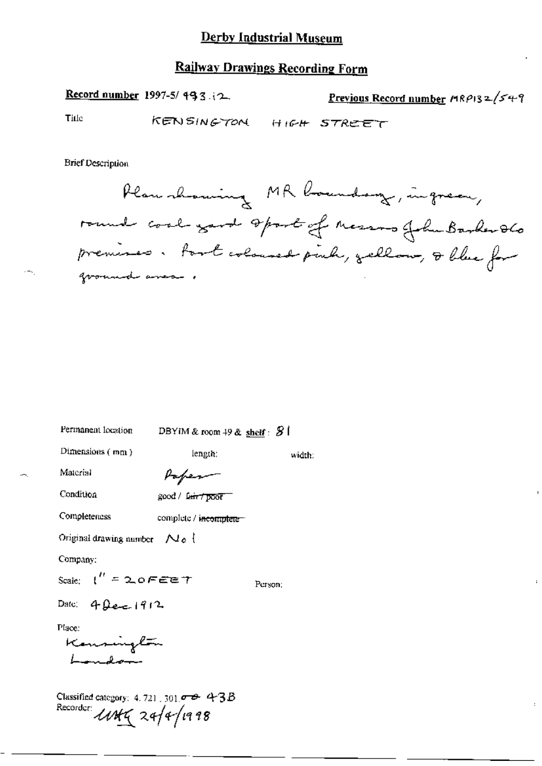# Derby Industrial Museum

## Railway Drawings Recording Form

**Record number** 1997-5/ 493.12 **Previous Record number** MRP132/549

Title KENSINGTON HIGH STREET

Brief Description

Plan showing MR boundary, in green, round coal yard & part of Messrs John Barker & Co premises. Part coloured pink, yellow, & blue for ground area.

Permanent location DBYIM & room 49 & shelf: 81

Dimensions (mm) length: width:

Material Paper

Condition good / ~~fair / poor~~

Completeness complete / ~~incomplete~~

Original drawing number No 1

Company:

Scale: 1" = 20 FEET Person:

Date: 4 Dec 1912

Place:
Kensington
London

Classified category: 4. 721. 301. ~~00~~ 43B
Recorder: UMG 24/4/1998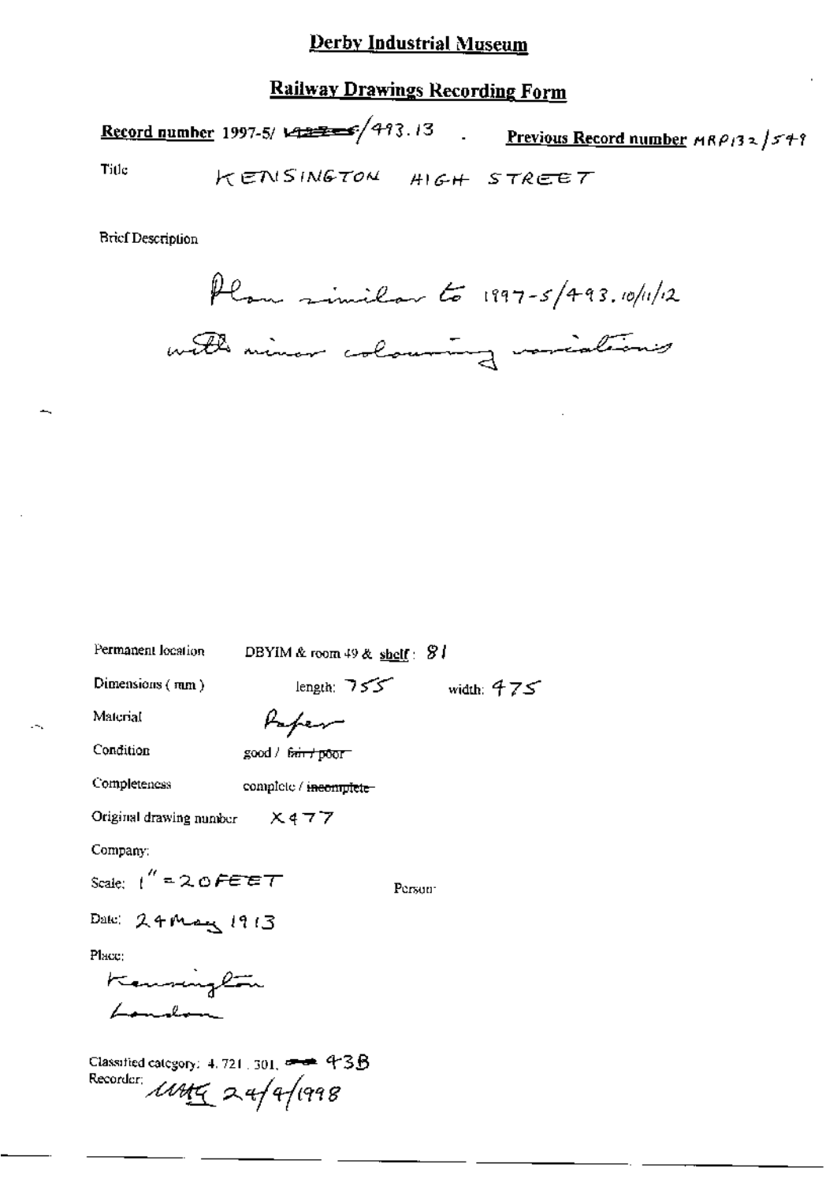# Derby Industrial Museum

## Railway Drawings Recording Form

**Record number** 1997-5/ ~~1432~~/493.13 . **Previous Record number** MRP132/549

Title KENSINGTON HIGH STREET

Brief Description

Plan similar to 1997-5/493.10/11/12 with minor colouring variations

Permanent location DBYIM & room 49 & shelf: 81

Dimensions (mm) length: 755 width: 475

Material Paper

Condition good / ~~fair / poor~~

Completeness complete / ~~incomplete~~

Original drawing number X477

Company:

Scale: 1" = 20 FEET Person:

Date: 24 May 1913

Place:

Kensington London

Classified category: 4.721.301, ~~—~~ 43B

Recorder: MMG 24/4/1998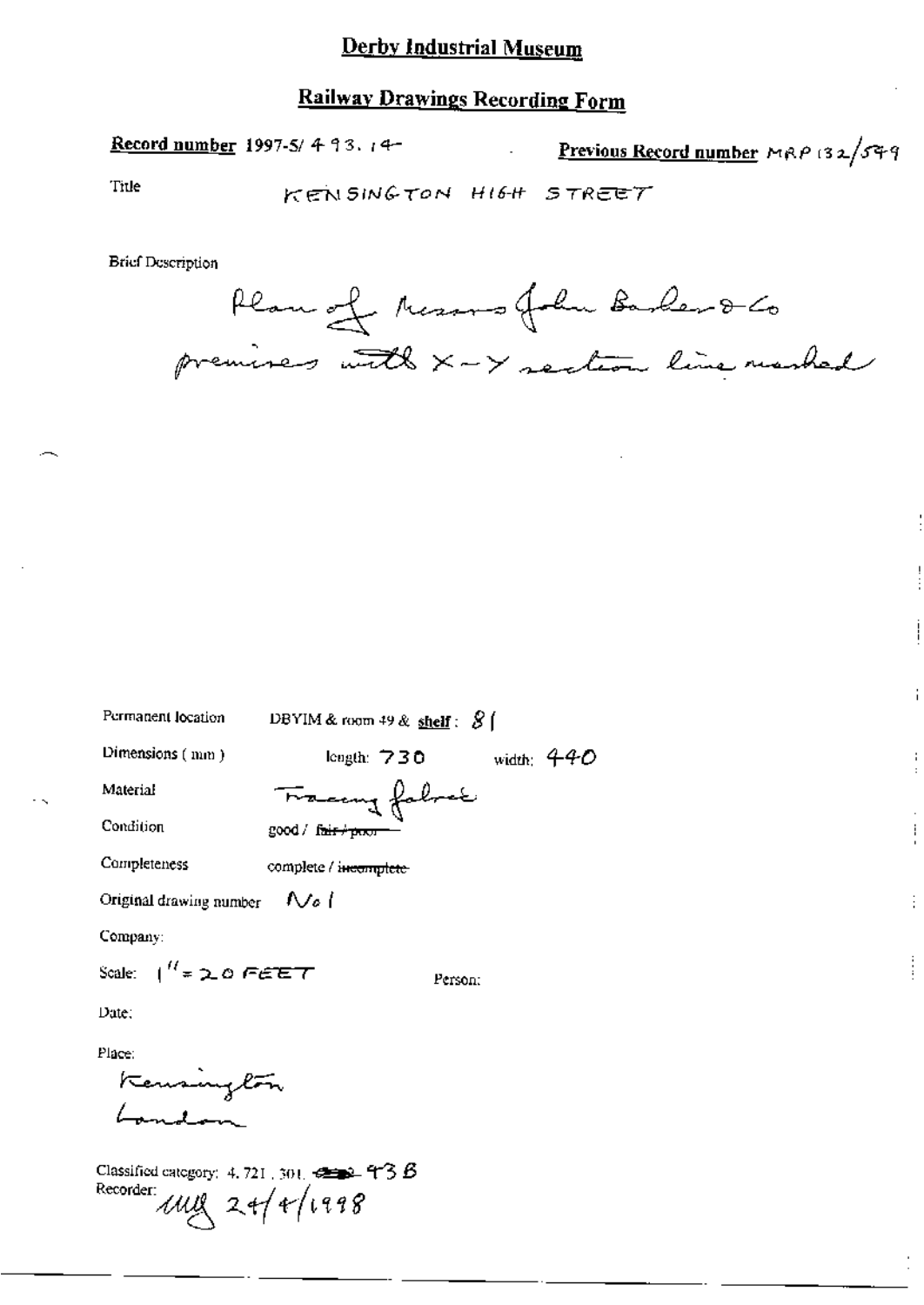# Derby Industrial Museum

## Railway Drawings Recording Form

**Record number** 1997-5/ 493. 14 **Previous Record number** MRP 132/549

Title KENSINGTON HIGH STREET

Brief Description

Plan of Messrs John Barker & Co premises with X–Y section line marked

Permanent location DBYIM & room 49 & **shelf**: 81

Dimensions (mm) length: 730 width: 440

Material Tracing fabric

Condition good / ~~fair / poor~~

Completeness complete / ~~incomplete~~

Original drawing number No 1

Company:

Scale: 1" = 20 FEET Person:

Date:

Place:
Kensington
London

Classified category: 4. 721. 301. ~~~~ 43 B
Recorder: mg 24/4/1998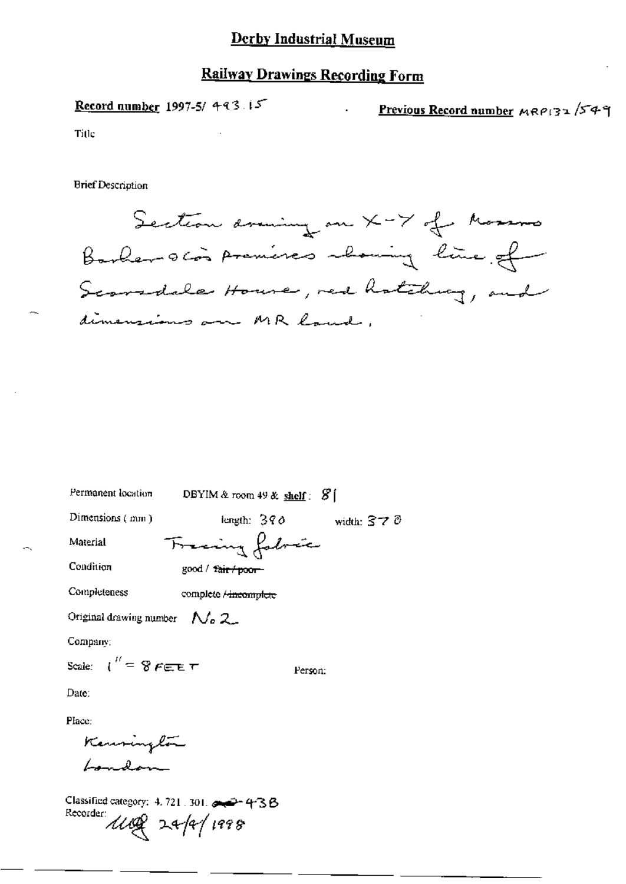# Derby Industrial Museum

## Railway Drawings Recording Form

**Record number** 1997-5/ 493.15

**Previous Record number** MRP132/549

Title

Brief Description

Section drawing on X-Y of Messrs Barker & Co's premises showing line of Scarsdale House, red hatching, and dimensions on MR land.

Permanent location DBYIM & room 49 & **shelf**: 81

Dimensions (mm) length: 390 width: 370

Material Tracing fabric

Condition good / ~~fair / poor~~

Completeness complete / ~~incomplete~~

Original drawing number No. 2

Company:

Scale: 1" = 8 FEET

Person:

Date:

Place:

Kensington
London

Classified category: 4.721.301.438

Recorder: ULG 24/4/1998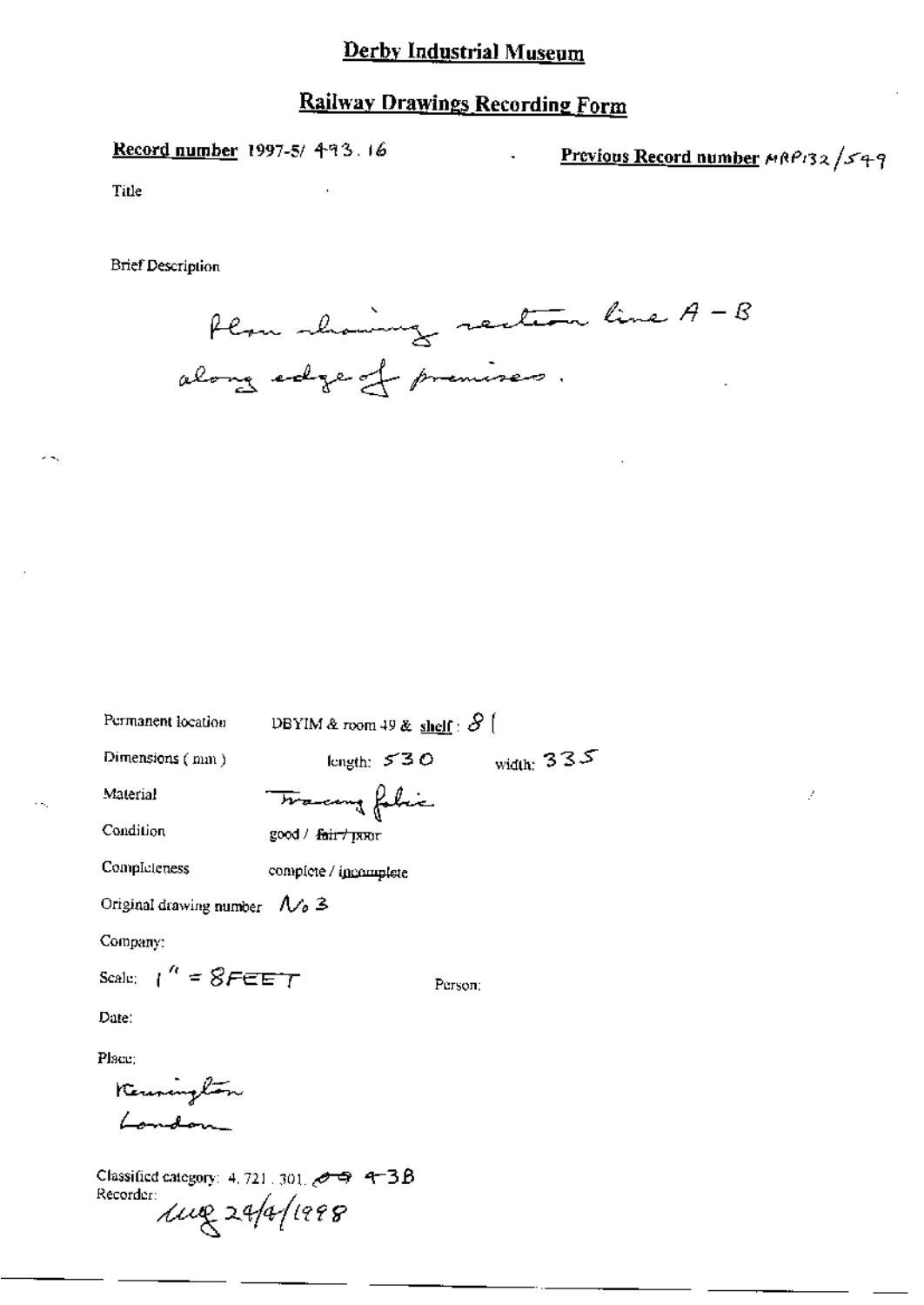# Derby Industrial Museum

## Railway Drawings Recording Form

**Record number** 1997-5/ 493.16 **Previous Record number** MRP132/549

Title

Brief Description

Plan showing section line A – B along edge of premises.

Permanent location DBYIM & room 49 & shelf: 8 [

Dimensions (mm) length: 530 width: 335

Material Tracing fabric

Condition good / ~~fair / poor~~

Completeness complete / incomplete

Original drawing number No 3

Company:

Scale: 1" = 8FEET Person:

Date:

Place:

Kennington
London

Classified category: 4.721.301.~~09~~ 4-3B

Recorder: (initials) 24/4/1998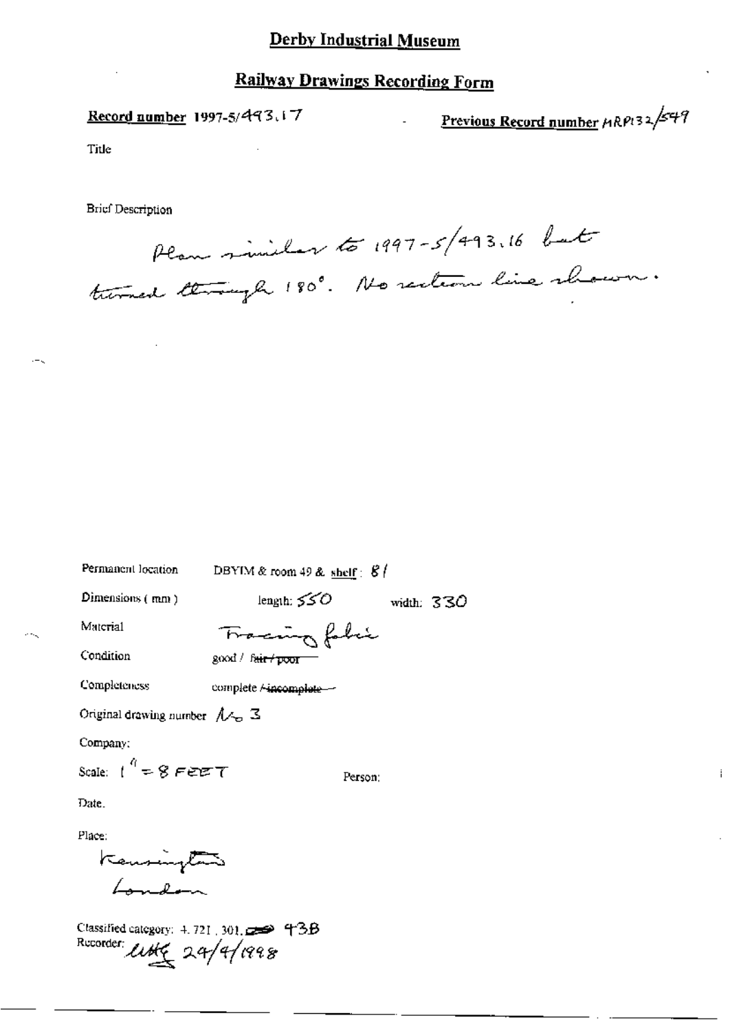# Derby Industrial Museum

## Railway Drawings Recording Form

**Record number** 1997-5/493.17

**Previous Record number** MRP132/549

Title

Brief Description

Plan similar to 1997-5/493.16 but turned through 180°. No section line shown.

Permanent location DBYIM & room 49 & shelf: 81

Dimensions (mm) length: 550 width: 330

Material Tracing fabric

Condition good / ~~fair / poor~~

Completeness complete / ~~incomplete~~

Original drawing number No 3

Company:

Scale: 1" = 8 FEET

Person:

Date.

Place:

Kensington
London

Classified category: 4.721.301.~~~~ 43B

Recorder: ~~ 24/4/1998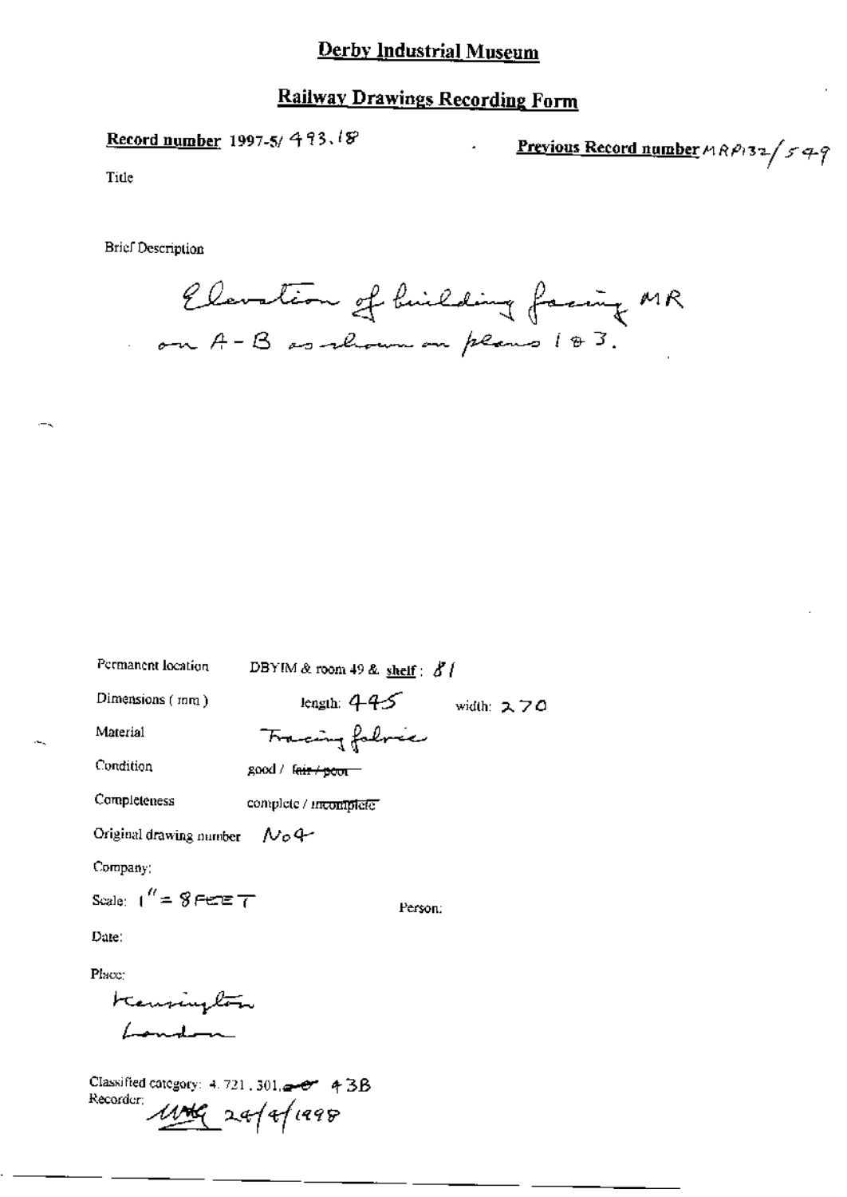# Derby Industrial Museum

## Railway Drawings Recording Form

**Record number** 1997-5/ 493.18

**Previous Record number** MRP132/549

Title

Brief Description

Elevation of building facing MR on A-B as shown on plans 1 & 3.

Permanent location DBYIM & room 49 & **shelf**: 81

Dimensions (mm) length: 445 width: 270

Material Tracing fabric

Condition good / ~~fair / poor~~

Completeness complete / ~~incomplete~~

Original drawing number No 4

Company:

Scale: 1" = 8 FEET

Person:

Date:

Place:

Kensington London

Classified category: 4.721.301.~~ ~~ 43B

Recorder: MAG 24/4/1998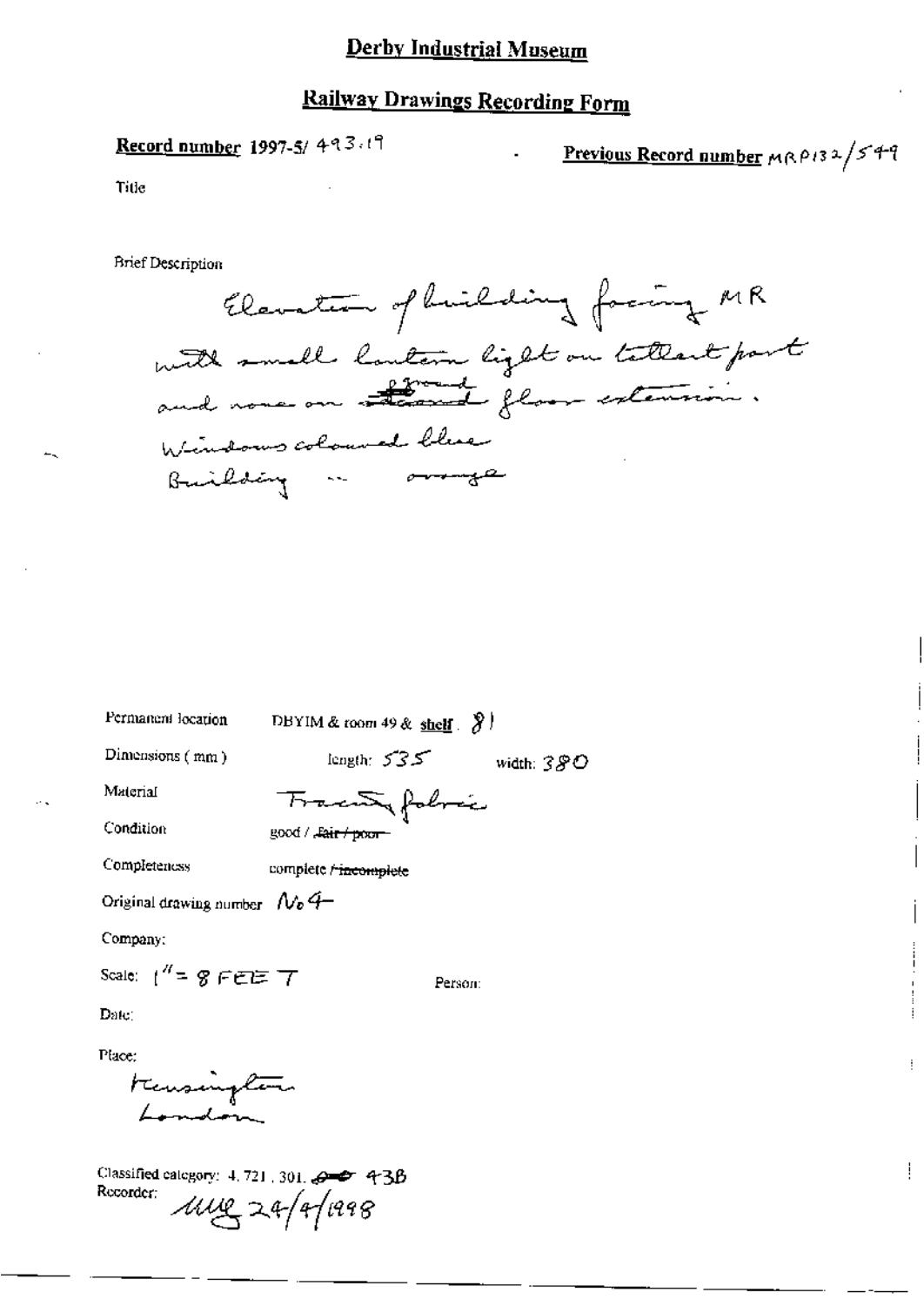# Derby Industrial Museum

## Railway Drawings Recording Form

**Record number** 1997-5/ 493.19 **Previous Record number** MRP132/549

Title

Brief Description

Elevation of building facing MR with small lantern light on tallest part and none on ~~second~~ ground floor extension. Windows coloured blue Building -- orange

Permanent location DBYIM & room 49 & **shelf** 81

Dimensions (mm) length: 535 width: 380

Material Tracing fabric

Condition good / ~~fair / poor~~

Completeness complete / ~~incomplete~~

Original drawing number No 4

Company:

Scale: 1" = 8 FEET

Person:

Date:

Place:

Kensington London

Classified category: 4. 721. 301. ~~~~ 43B

Recorder: MG 24/4/1998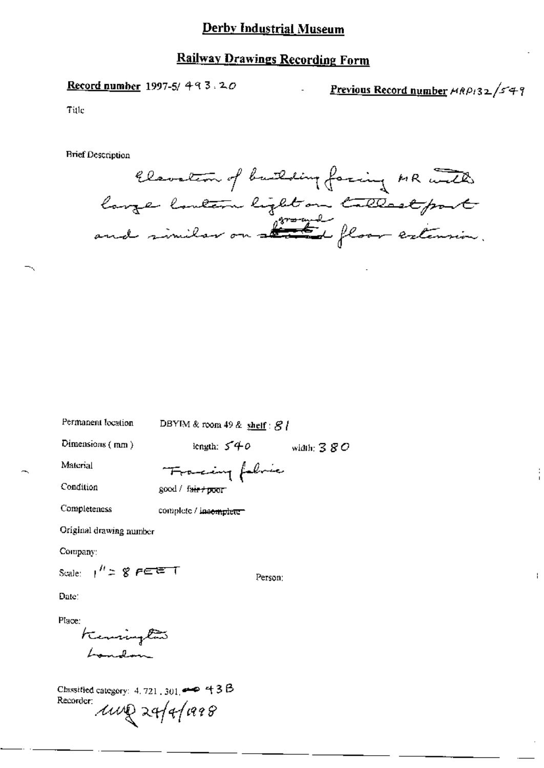# Derby Industrial Museum

## Railway Drawings Recording Form

**Record number** 1997-5/ 493.20

**Previous Record number** MRP132/549

Title

Brief Description

Elevation of building facing MR with large lantern light on tallest part and similar on ~~first~~ ground floor extension.

Permanent location: DBYIM & room 49 & shelf: 81

Dimensions (mm): length: 540 width: 380

Material: Tracing fabric

Condition: good / ~~fair / poor~~

Completeness: complete / ~~incomplete~~

Original drawing number

Company:

Scale: 1" = 8 FEET

Person:

Date:

Place: Kensington London

Classified category: 4.721.301. ~~40~~ 43B

Recorder: MR 29/4/1998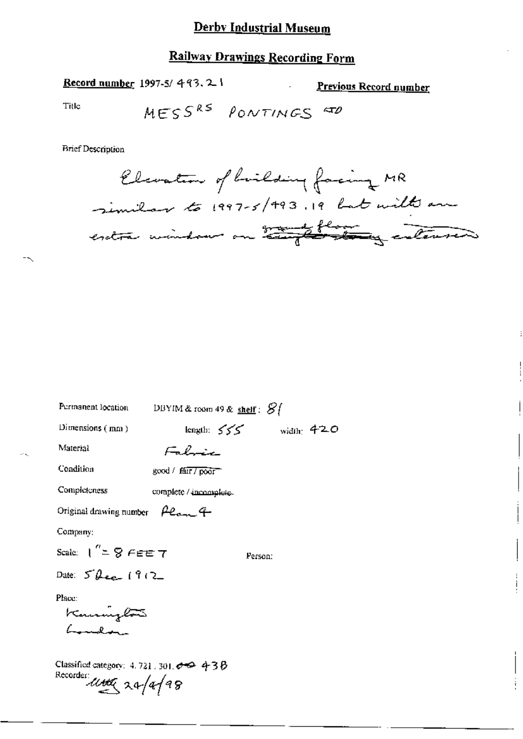# Derby Industrial Museum

## Railway Drawings Recording Form

**Record number** 1997-5/ 493. 21 **Previous Record number**

Title MESSRS PONTINGS LTD

Brief Description

Elevation of building facing MR similar to 1997-5/493.19 but with an extra window on ~~single storey~~ ground floor extension

Permanent location DBYIM & room 49 & **shelf**: 81

Dimensions (mm) length: 555 width: 420

Material Fabric

Condition good / ~~fair / poor~~

Completeness complete / ~~incomplete~~

Original drawing number Plan 4

Company:

Scale: 1" = 8 FEET Person:

Date: 5 Dec 1912

Place:
Kensington
London

Classified category: 4. 721. 301. ~~00~~ 43B
Recorder: ume 24/4/98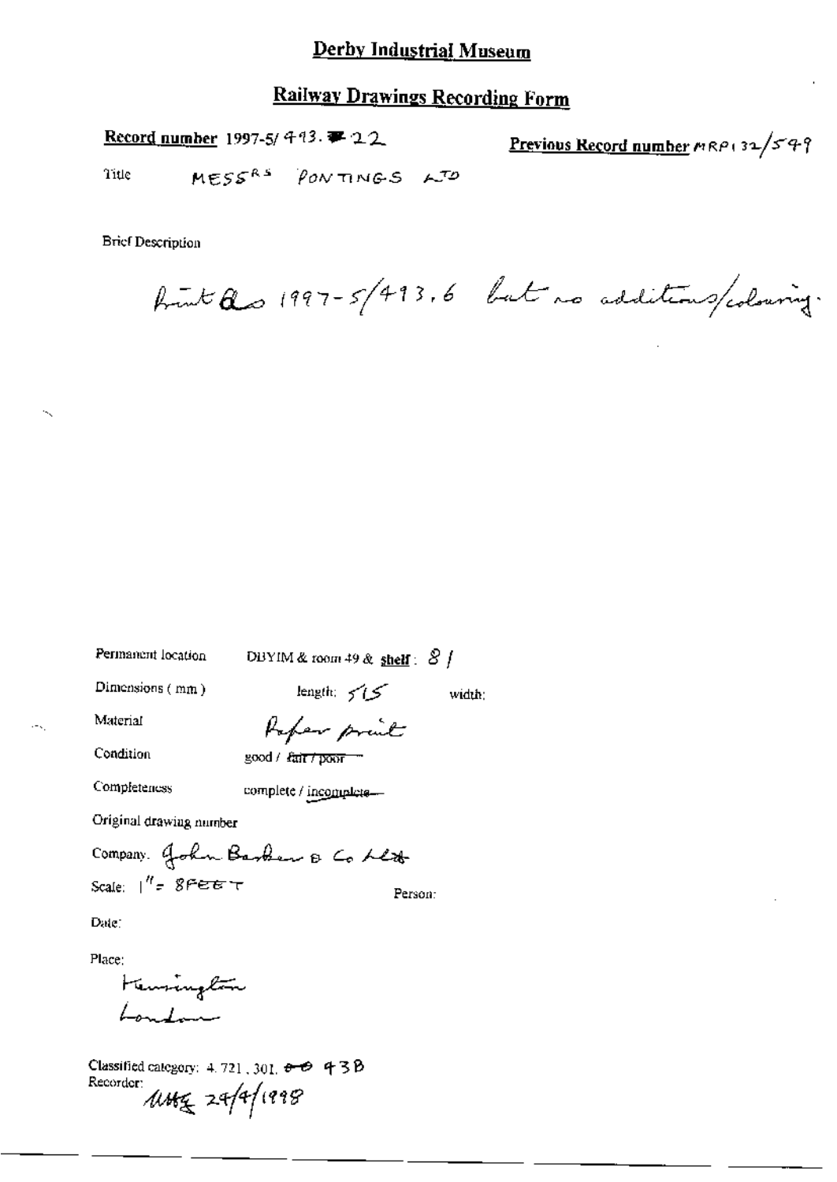# Derby Industrial Museum

## Railway Drawings Recording Form

**Record number** 1997-5/ 493. ~~#~~ 22

**Previous Record number** MRP132/549

Title MESSRS PONTINGS LTD

Brief Description

Print as 1997-5/493.6 but no additions/colouring.

Permanent location DBYIM & room 49 & **shelf**: 8 /

Dimensions (mm) length: 515 width:

Material Paper print

Condition good / ~~fair / poor~~

Completeness complete / ~~incomplete~~

Original drawing number

Company: John Barker & Co Ltd

Scale: 1" = 8FEET Person:

Date:

Place:
Kensington
London

Classified category: 4.721, 301, ~~00~~ 43B

Recorder: MMG 29/4/1998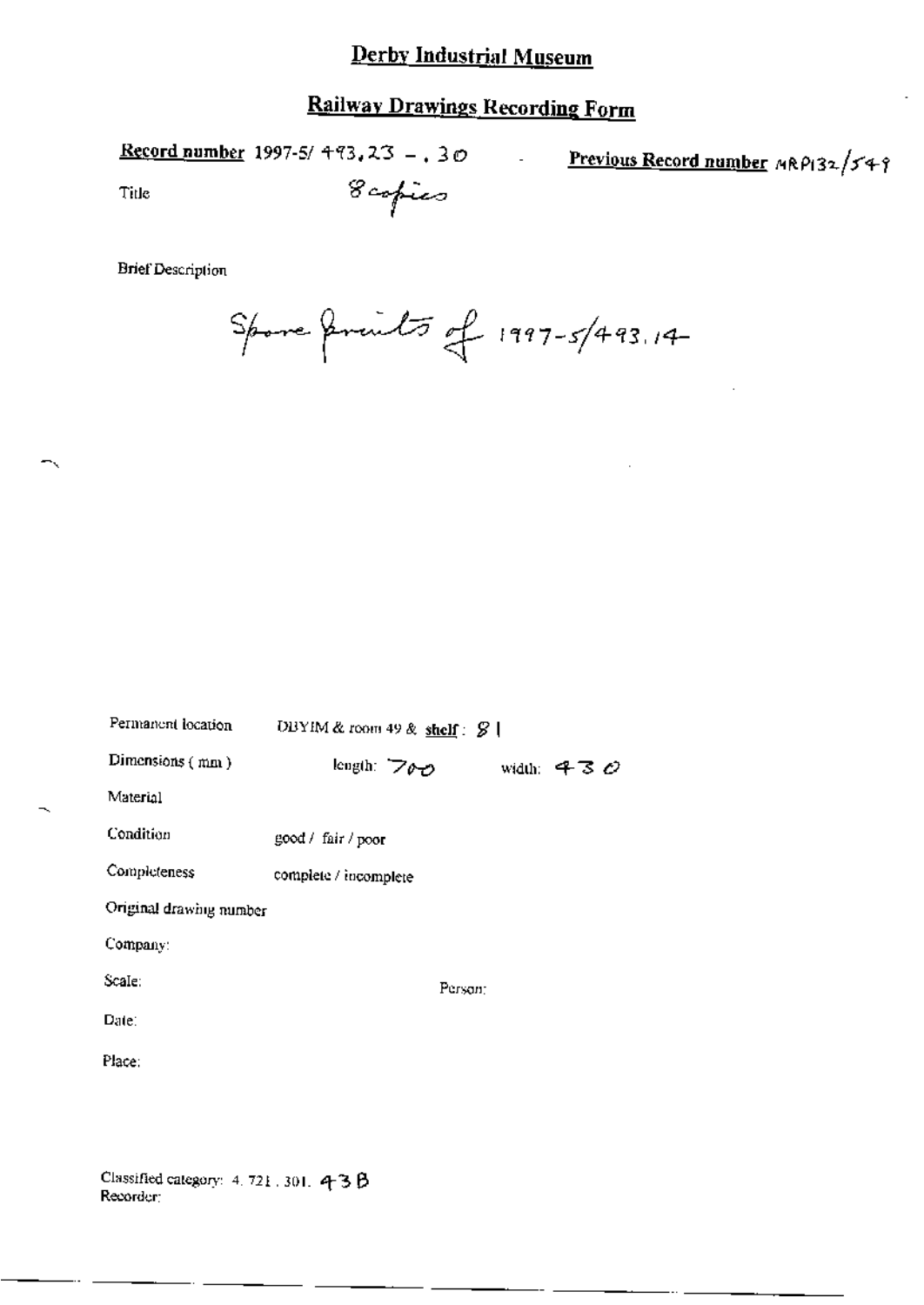# Derby Industrial Museum

## Railway Drawings Recording Form

**Record number** 1997-5/ 493.23 - .30 **Previous Record number** MRP132/549

Title 8 copies

Brief Description

Spare prints of 1997-5/493.14

Permanent location DBYIM & room 49 & **shelf**: 81

Dimensions (mm) length: 700 width: 430

Material

Condition good / fair / poor

Completeness complete / incomplete

Original drawing number

Company:

Scale: Person:

Date:

Place:

Classified category: 4. 721. 301. 43B

Recorder: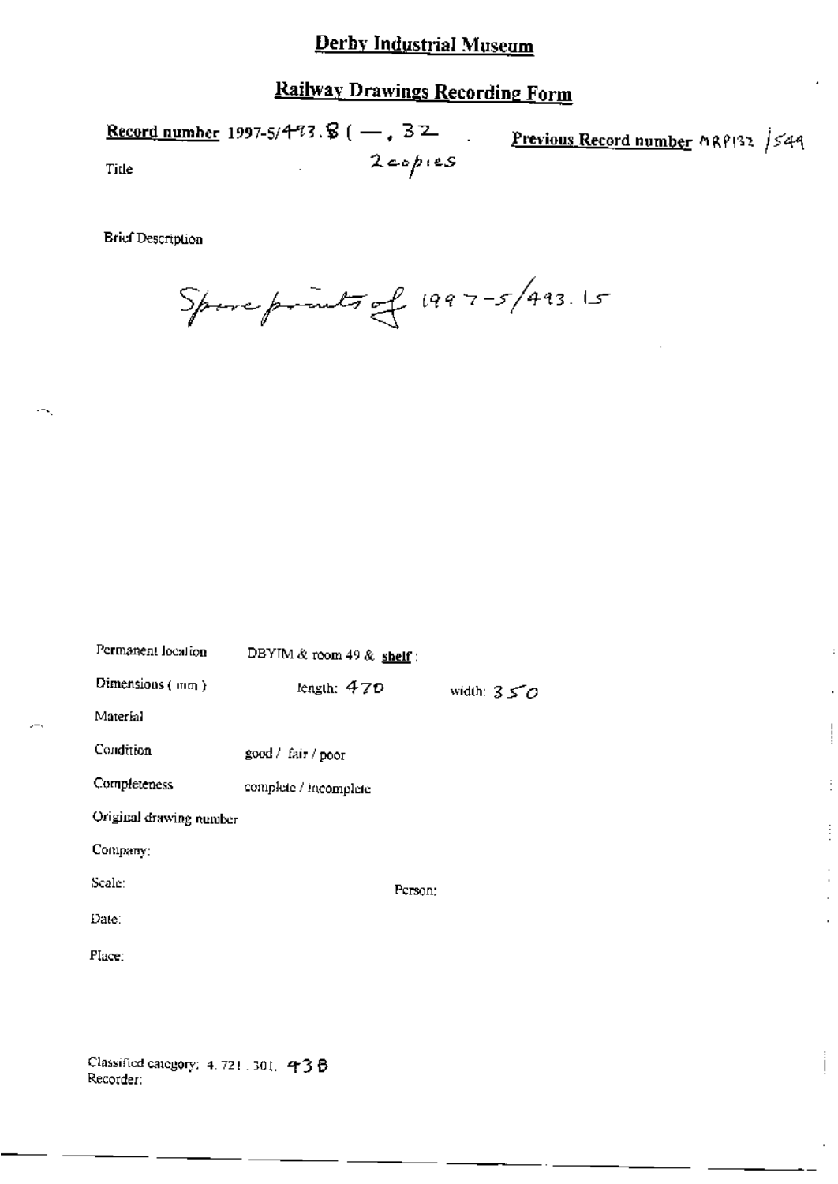# Derby Industrial Museum

## Railway Drawings Recording Form

**Record number** 1997-5/493.8 ( —, 32 **Previous Record number** MRP132 /549

Title 2 copies

Brief Description

Spare prints of 1997-5/493.15

Permanent location DBYIM & room 49 & **shelf** :

Dimensions ( mm ) length: 470 width: 350

Material

Condition good / fair / poor

Completeness complete / incomplete

Original drawing number

Company:

Scale: Person:

Date:

Place:

Classified category: 4. 721. 301. 438

Recorder: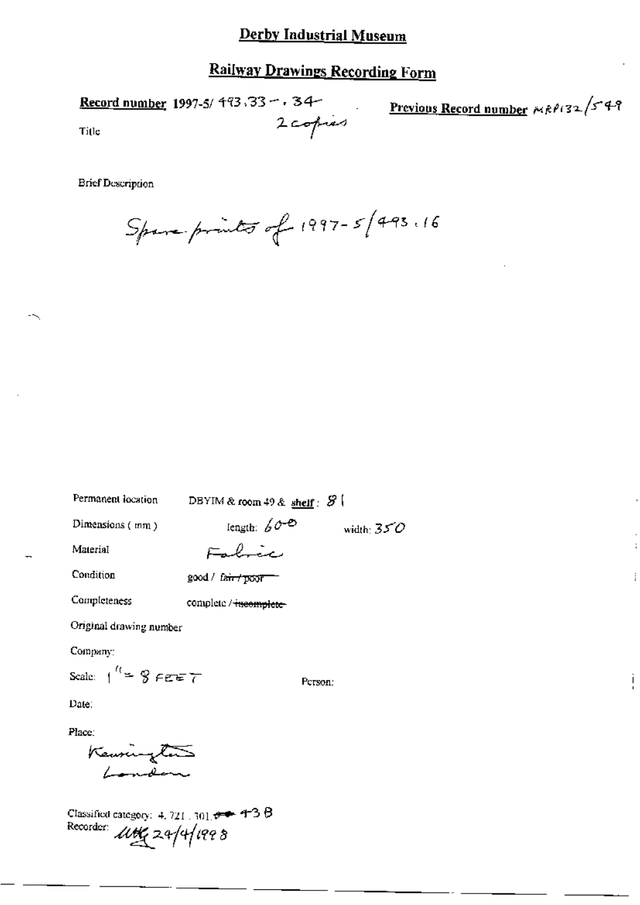# Derby Industrial Museum

## Railway Drawings Recording Form

**Record number** 1997-5/ 493.33 - .34
2 copies

**Previous Record number** MRP132/549

Title

Brief Description

Spare prints of 1997-5/493.16

Permanent location DBYIM & room 49 & **shelf**: 81

Dimensions (mm) length: 600 width: 350

Material Fabric

Condition good / ~~fair / poor~~

Completeness complete / ~~incomplete~~

Original drawing number

Company:

Scale: 1" = 8 FEET

Person:

Date:

Place:
Kensington
London

Classified category: 4.721.301.~~~~ 43B
Recorder: *[initials]* 29/4/1998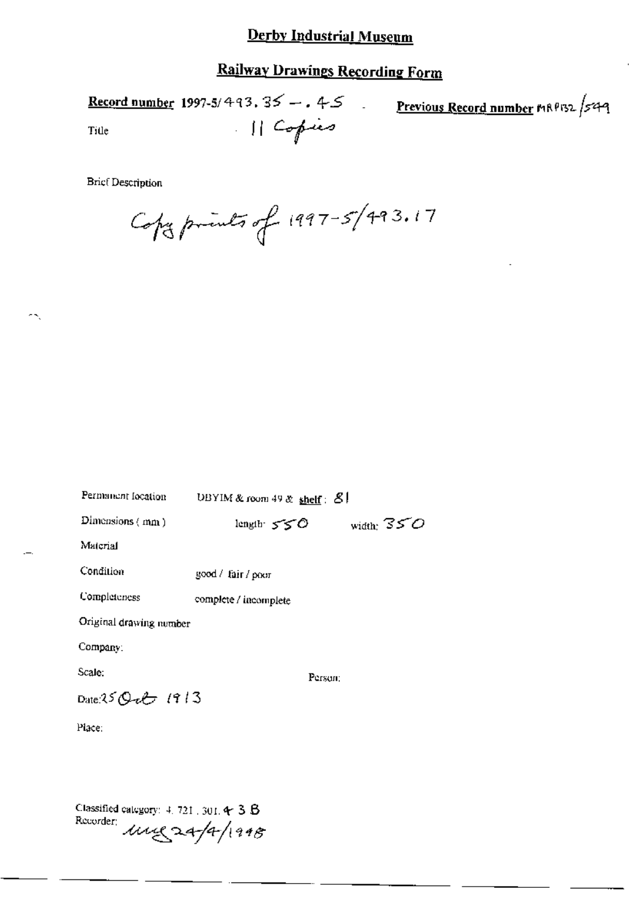# Derby Industrial Museum

## Railway Drawings Recording Form

**Record number** 1997-5/493.35 – .45 **Previous Record number** MRP132/549

Title 11 Copies

Brief Description

Copy prints of 1997-5/493.17

Permanent location DBYIM & room 49 & shelf: 81

Dimensions (mm) length: 550 width: 350

Material

Condition good / fair / poor

Completeness complete / incomplete

Original drawing number

Company:

Scale: Person:

Date: 25 Oct 1913

Place:

Classified category: 4.721.301.4 3 B

Recorder: mg 24/4/1998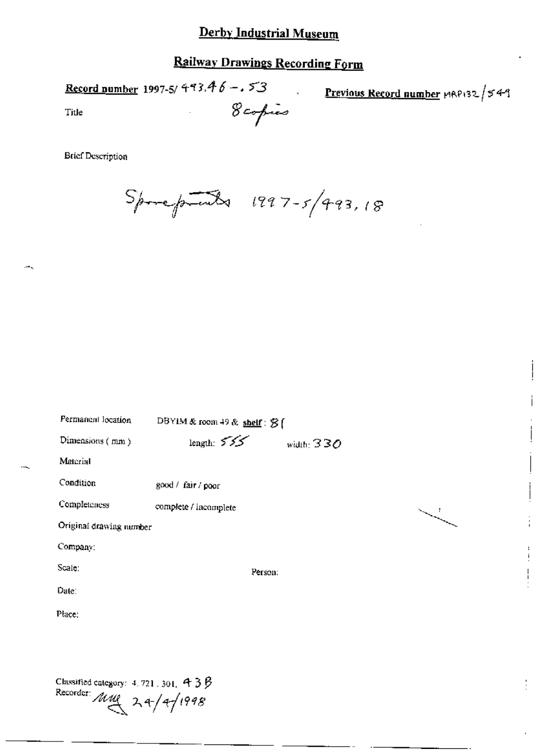# Derby Industrial Museum

## Railway Drawings Recording Form

**Record number** 1997-5/ 493.46 – .53

**Previous Record number** MRP132/549

Title 8 copies

Brief Description

Spareprints 1997-5/493.18

Permanent location DBYIM & room 49 & **shelf**: 81

Dimensions (mm) length: 555 width: 330

Material

Condition good / fair / poor

Completeness complete / incomplete

Original drawing number

Company:

Scale: Person:

Date:

Place:

Classified category: 4.721.301. 43B

Recorder: MMG 24/4/1998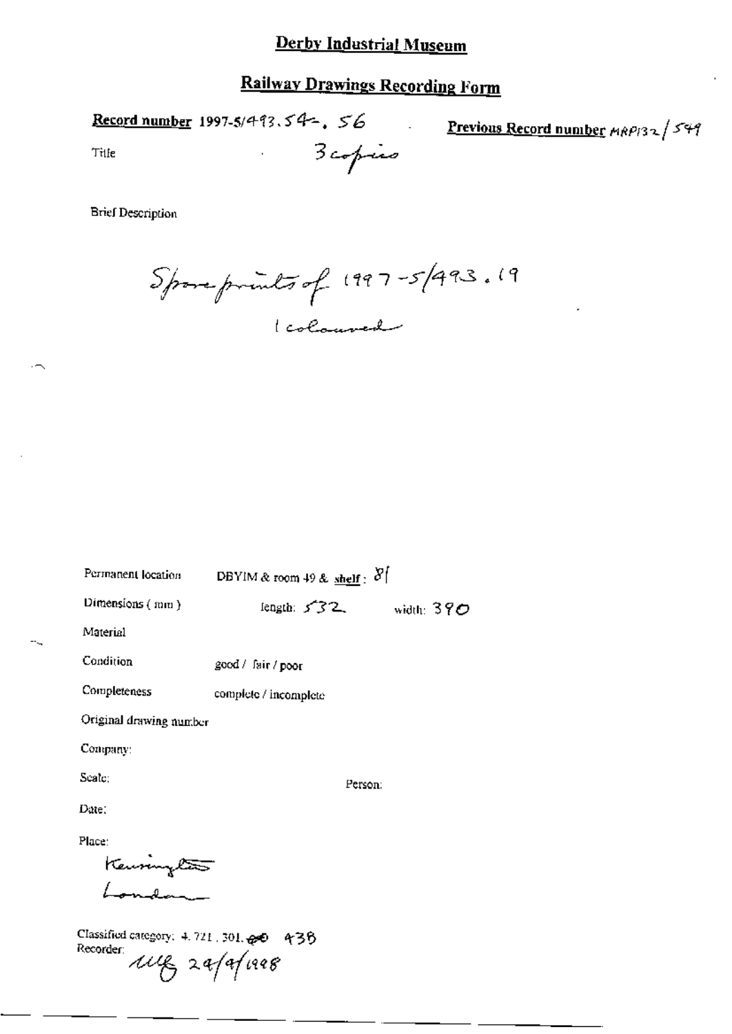# Derby Industrial Museum

## Railway Drawings Recording Form

**Record number** 1997-5/493.54-.56 **Previous Record number** MRP132/549

Title 3 copies

Brief Description

Spare prints of 1997-5/493.19
1 coloured

Permanent location DBYIM & room 49 & **shelf**: 81

Dimensions (mm) length: 532 width: 390

Material

Condition good / fair / poor

Completeness complete / incomplete

Original drawing number

Company:

Scale: Person:

Date:

Place:
Kensington
London

Classified category: 4.721.301.~~60~~ 438
Recorder: ulf 24/9/1998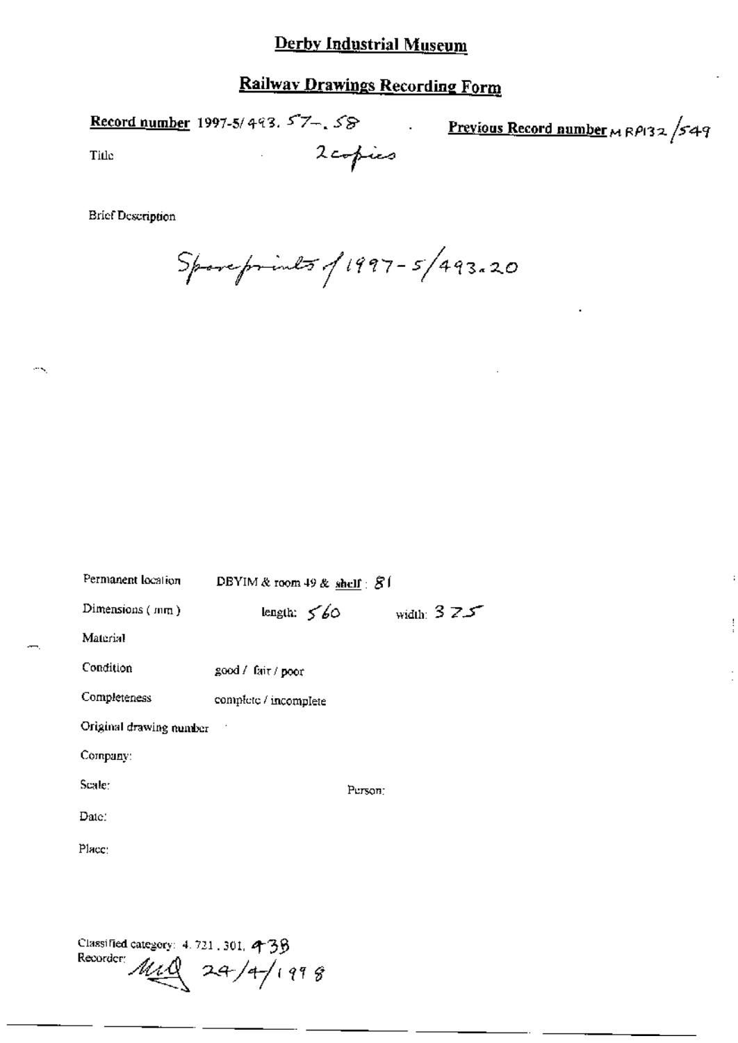# Derby Industrial Museum

## Railway Drawings Recording Form

**Record number** 1997-5/493. 57-. 58 . **Previous Record number** MRP132 /549

Title 2 copies

Brief Description

Spare prints of 1997-5/493.20

Permanent location DBYIM & room 49 & shelf : 81

Dimensions (mm) length: 560 width: 325

Material

Condition good / fair / poor

Completeness complete / incomplete

Original drawing number

Company:

Scale: Person:

Date:

Place:

Classified category: 4. 721. 301. 438

Recorder: MD 24/4/1998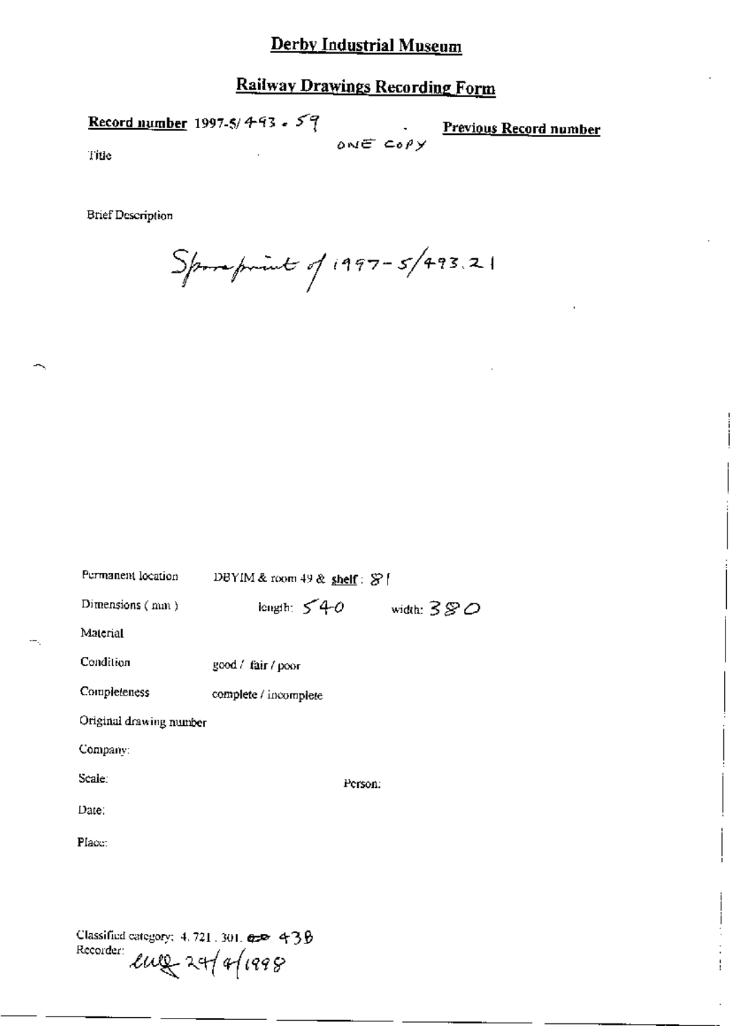# Derby Industrial Museum

## Railway Drawings Recording Form

**Record number** 1997-5/493 . 59 ONE COPY **Previous Record number**

Title

Brief Description

Spare print of 1997-5/493.21

Permanent location DBYIM & room 49 & **shelf**: 81

Dimensions (mm) length: 540 width: 380

Material

Condition good / fair / poor

Completeness complete / incomplete

Original drawing number

Company:

Scale: Person:

Date:

Place:

Classified category: 4.721.301. ~~ER~~ 43B

Recorder: euy 29/4/1998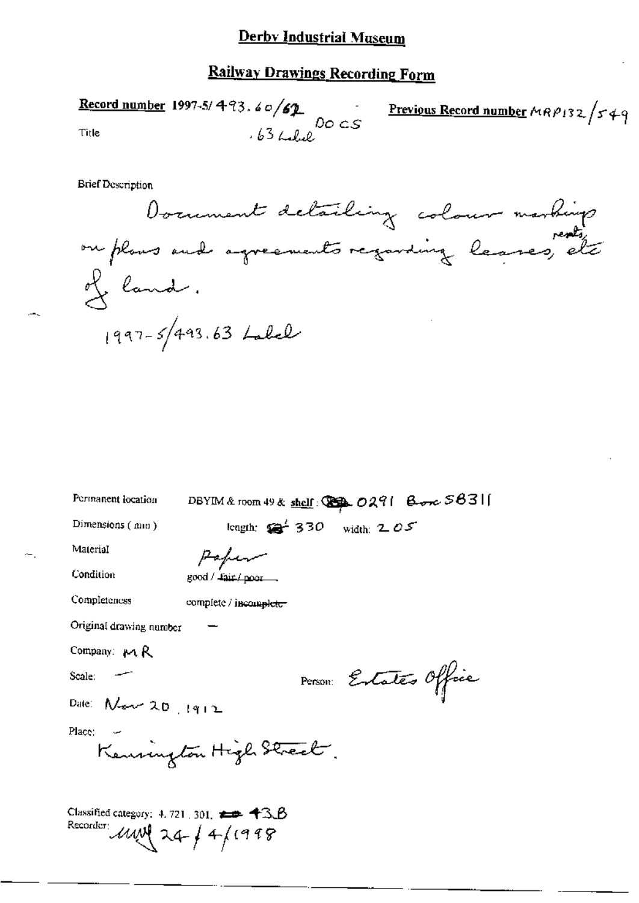# Derby Industrial Museum

## Railway Drawings Recording Form

**Record number** 1997-5/ 493.60/62 DOCS .63 Label

**Previous Record number** MRP132/549

Title

Brief Description

Document detailing colour markings on plans and agreements regarding leases, rents, etc of land.

1997-5/493.63 Label

Permanent location DBYIM & room 49 & shelf: 0291 Box 58311

Dimensions (mm) length: 330 width: 205

Material Paper

Condition good / ~~fair / poor~~

Completeness complete / ~~incomplete~~

Original drawing number —

Company: MR

Scale: —

Person: Estates Office

Date: Nov 20, 1912

Place: Kensington High Street.

Classified category: 4.721.301. 43B

Recorder: MM 24/4/1998